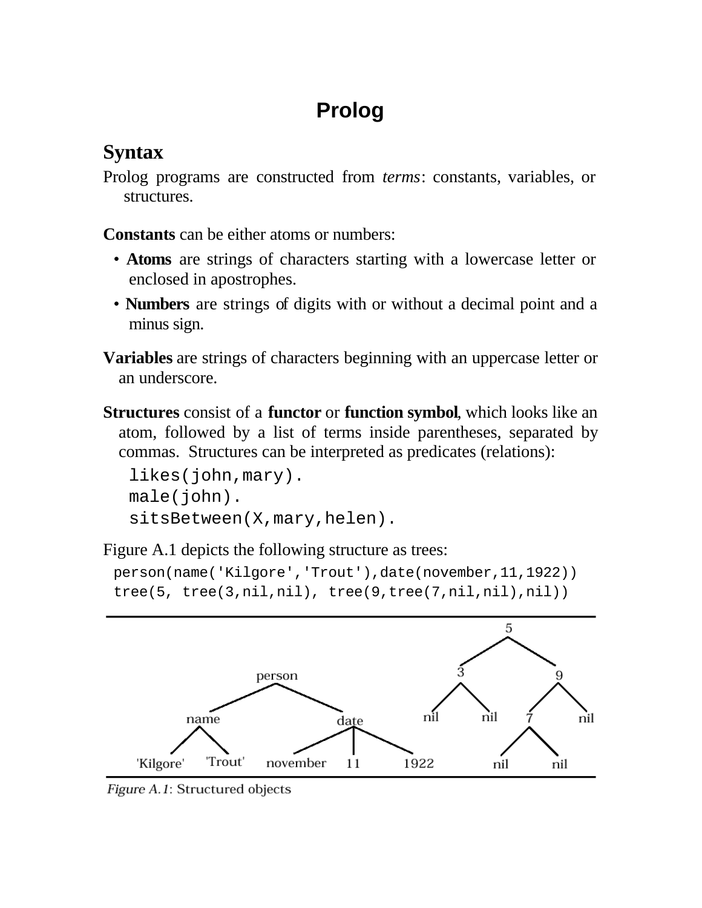# Prolog

## Syntax

Prolog programs are constructed from *terms*: constants, variables, or structures.

**Constants** can be either atoms or numbers:

- **Atoms** are strings of characters starting with a lowercase letter or enclosed in apostrophes.
- **Numbers** are strings of digits with or without a decimal point and a minus sign.

**Variables** are strings of characters beginning with an uppercase letter or an underscore.

**Structures** consist of a **functor** or **function symbol**, which looks like an atom, followed by a list of terms inside parentheses, separated by commas. Structures can be interpreted as predicates (relations):

```
likes(john,mary).
male(john).
sitsBetween(X,mary,helen).
```

Figure A.1 depicts the following structure as trees:

```
person(name('Kilgore','Trout'),date(november,11,1922))
tree(5, tree(3,nil,nil), tree(9,tree(7,nil,nil),nil))
```

*Figure A.1*: Structured objects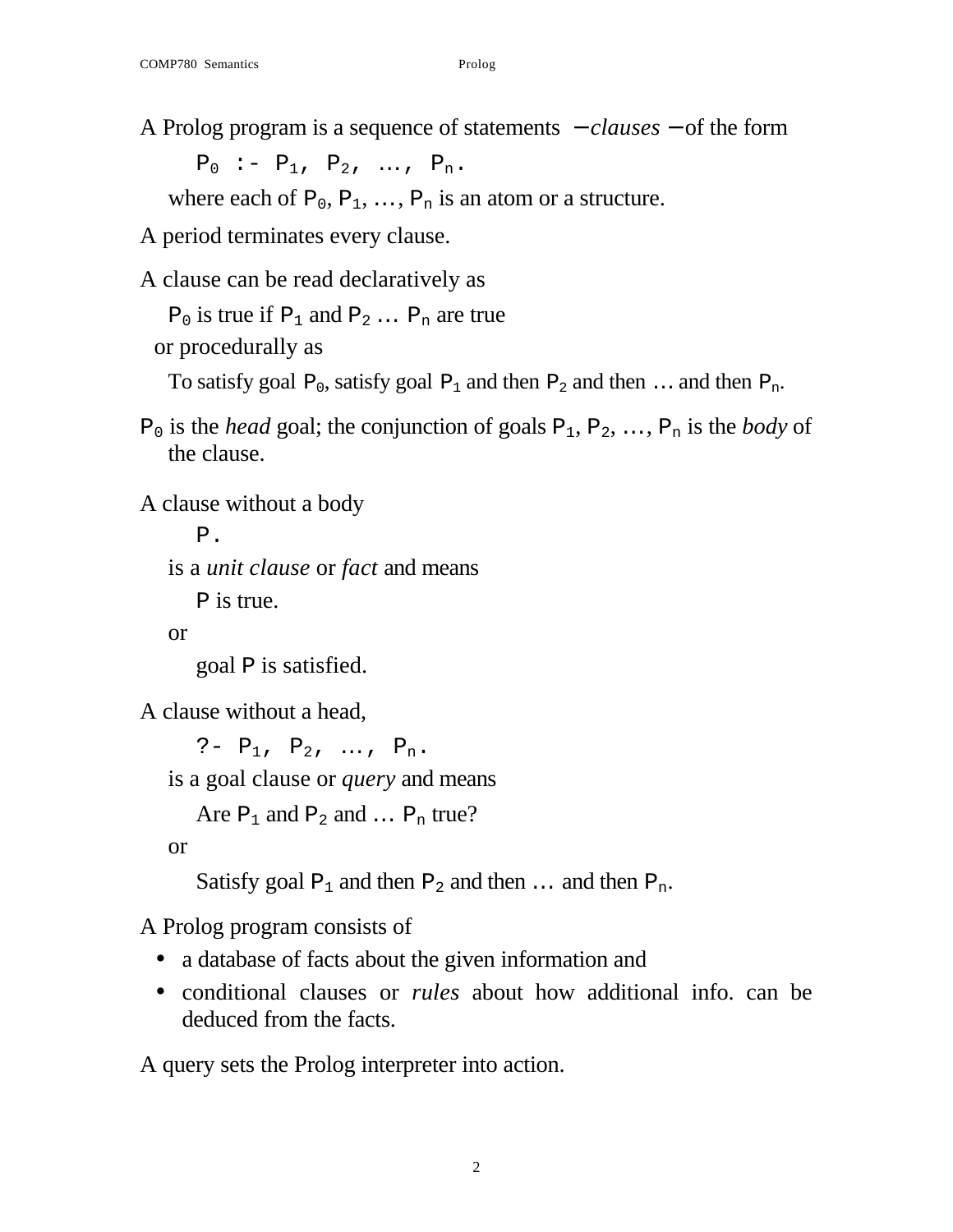A Prolog program is a sequence of statements − *clauses* − of the form

```
P0 :- P1, P2, …, Pn.
```

where each of $P_0$, $P_1$, …, $P_n$ is an atom or a structure.

A period terminates every clause.

A clause can be read declaratively as

$P_0$ is true if $P_1$ and $P_2$ … $P_n$ are true

or procedurally as

To satisfy goal $P_0$, satisfy goal $P_1$ and then $P_2$ and then … and then $P_n$.

$P_0$ is the *head* goal; the conjunction of goals $P_1$, $P_2$, …, $P_n$ is the *body* of the clause.

A clause without a body

```
P.
```

is a *unit clause* or *fact* and means

P is true.

or

goal P is satisfied.

A clause without a head,

```
?- P1, P2, …, Pn.
```

is a goal clause or *query* and means

Are $P_1$ and $P_2$ and … $P_n$ true?

or

Satisfy goal $P_1$ and then $P_2$ and then … and then $P_n$.

A Prolog program consists of

- a database of facts about the given information and
- conditional clauses or *rules* about how additional info. can be deduced from the facts.

A query sets the Prolog interpreter into action.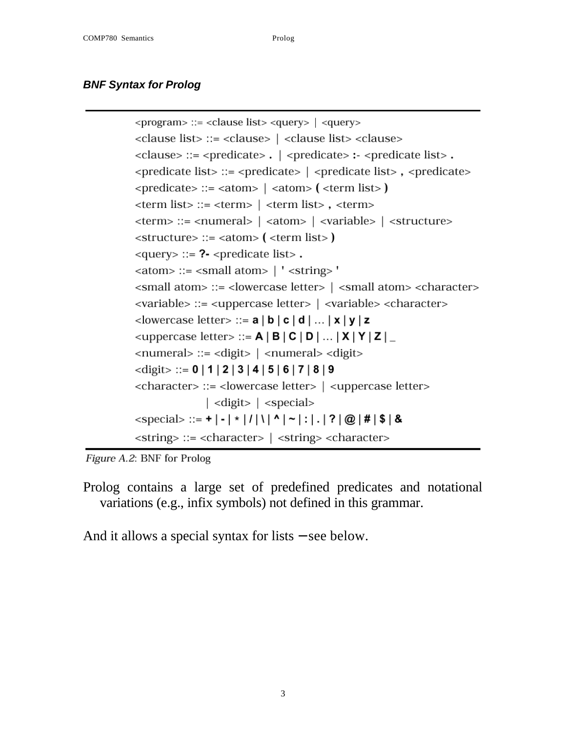***BNF Syntax for Prolog***

```
<program> ::= <clause list> <query> | <query>
<clause list> ::= <clause> | <clause list> <clause>
<clause> ::= <predicate> . | <predicate> :- <predicate list> .
<predicate list> ::= <predicate> | <predicate list> , <predicate>
<predicate> ::= <atom> | <atom> ( <term list> )
<term list> ::= <term> | <term list> , <term>
<term> ::= <numeral> | <atom> | <variable> | <structure>
<structure> ::= <atom> ( <term list> )
<query> ::= ?- <predicate list> .
<atom> ::= <small atom> | ' <string> '
<small atom> ::= <lowercase letter> | <small atom> <character>
<variable> ::= <uppercase letter> | <variable> <character>
<lowercase letter> ::= a | b | c | d | ... | x | y | z
<uppercase letter> ::= A | B | C | D | ... | X | Y | Z | _
<numeral> ::= <digit> | <numeral> <digit>
<digit> ::= 0 | 1 | 2 | 3 | 4 | 5 | 6 | 7 | 8 | 9
<character> ::= <lowercase letter> | <uppercase letter>
              | <digit> | <special>
<special> ::= + | - | * | / | \ | ^ | ~ | : | . | ? | @ | # | $ | &
<string> ::= <character> | <string> <character>
```

*Figure A.2*: BNF for Prolog

Prolog contains a large set of predefined predicates and notational variations (e.g., infix symbols) not defined in this grammar.

And it allows a special syntax for lists – see below.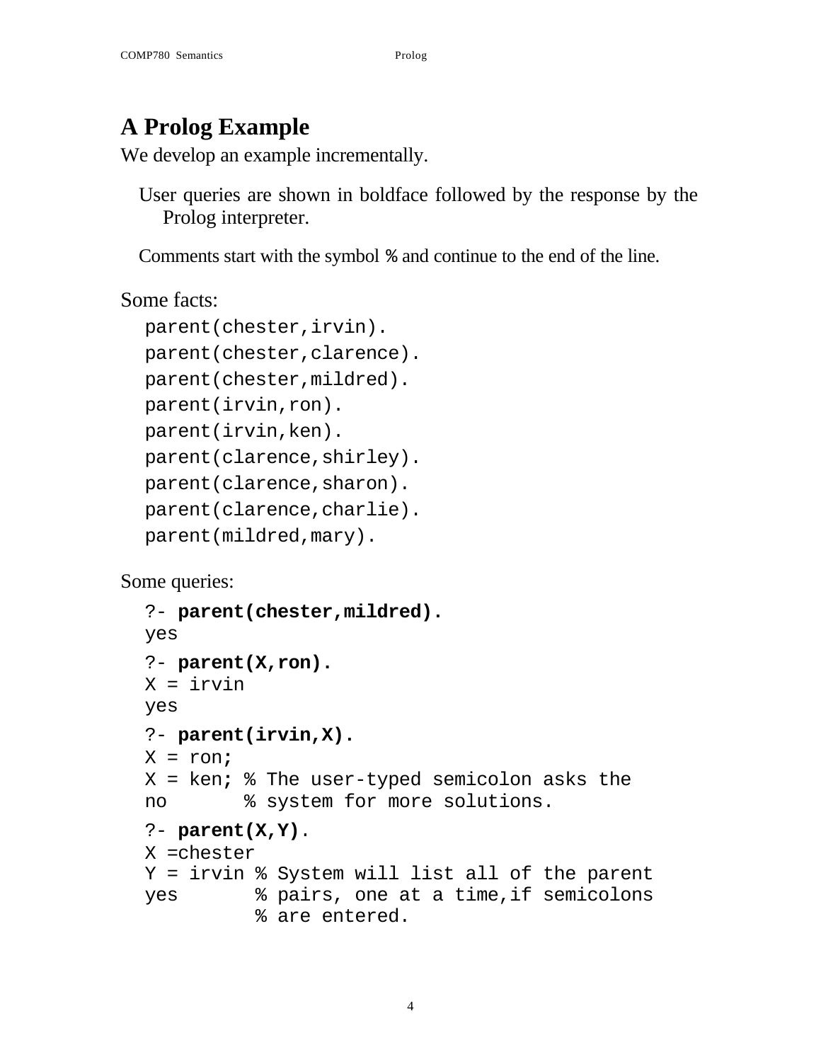# A Prolog Example

We develop an example incrementally.

User queries are shown in boldface followed by the response by the Prolog interpreter.

Comments start with the symbol `%` and continue to the end of the line.

Some facts:

```
parent(chester,irvin).
parent(chester,clarence).
parent(chester,mildred).
parent(irvin,ron).
parent(irvin,ken).
parent(clarence,shirley).
parent(clarence,sharon).
parent(clarence,charlie).
parent(mildred,mary).
```

Some queries:

```
?- parent(chester,mildred).
yes
?- parent(X,ron).
X = irvin
yes
?- parent(irvin,X).
X = ron;
X = ken; % The user-typed semicolon asks the
no       % system for more solutions.
?- parent(X,Y).
X =chester
Y = irvin % System will list all of the parent
yes       % pairs, one at a time,if semicolons
          % are entered.
```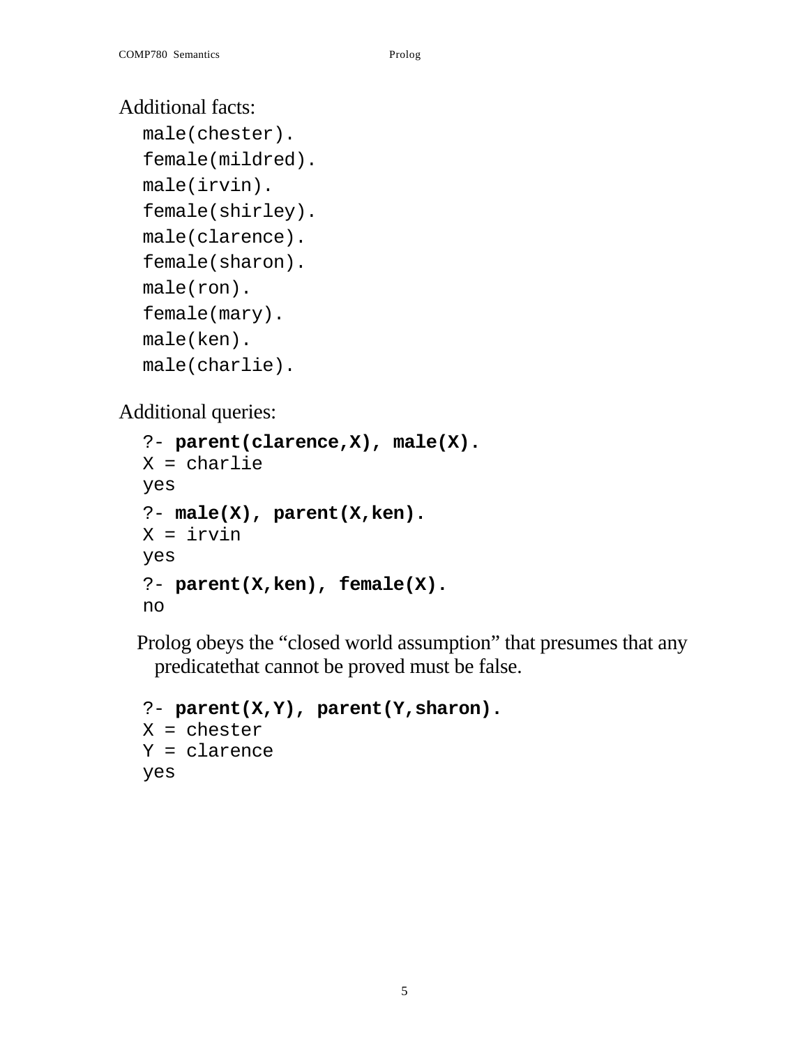Additional facts:

```
male(chester).
female(mildred).
male(irvin).
female(shirley).
male(clarence).
female(sharon).
male(ron).
female(mary).
male(ken).
male(charlie).
```

Additional queries:

```
?- parent(clarence,X), male(X).
X = charlie
yes
?- male(X), parent(X,ken).
X = irvin
yes
?- parent(X,ken), female(X).
no
```

Prolog obeys the “closed world assumption” that presumes that any predicatethat cannot be proved must be false.

```
?- parent(X,Y), parent(Y,sharon).
X = chester
Y = clarence
yes
```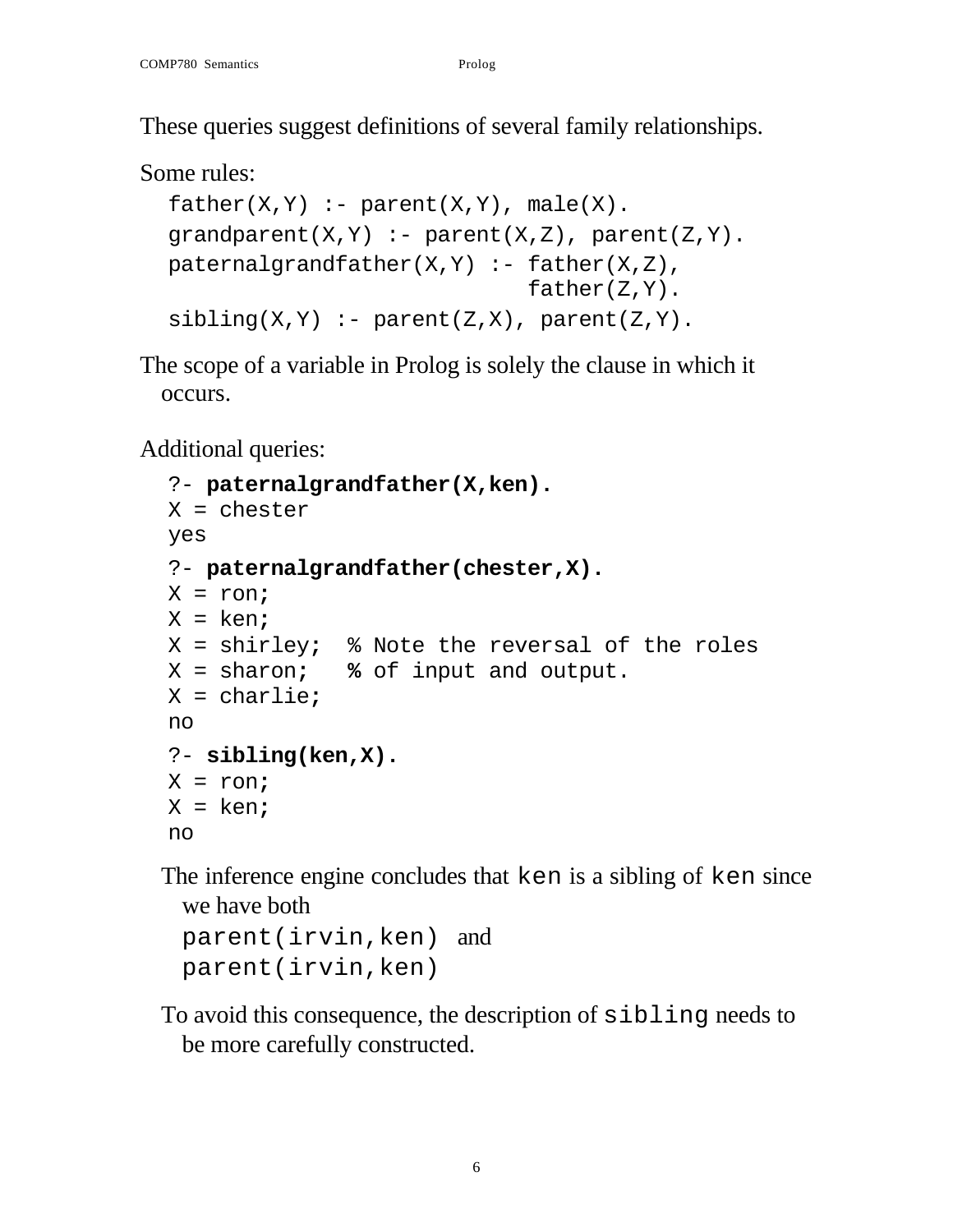These queries suggest definitions of several family relationships.

Some rules:

```
father(X,Y) :- parent(X,Y), male(X).
grandparent(X,Y) :- parent(X,Z), parent(Z,Y).
paternalgrandfather(X,Y) :- father(X,Z),
                            father(Z,Y).
sibling(X,Y) :- parent(Z,X), parent(Z,Y).
```

The scope of a variable in Prolog is solely the clause in which it occurs.

Additional queries:

```
?- paternalgrandfather(X,ken).
X = chester
yes
?- paternalgrandfather(chester,X).
X = ron;
X = ken;
X = shirley;  % Note the reversal of the roles
X = sharon;   % of input and output.
X = charlie;
no
?- sibling(ken,X).
X = ron;
X = ken;
no
```

The inference engine concludes that `ken` is a sibling of `ken` since we have both

`parent(irvin,ken)` and
`parent(irvin,ken)`

To avoid this consequence, the description of `sibling` needs to be more carefully constructed.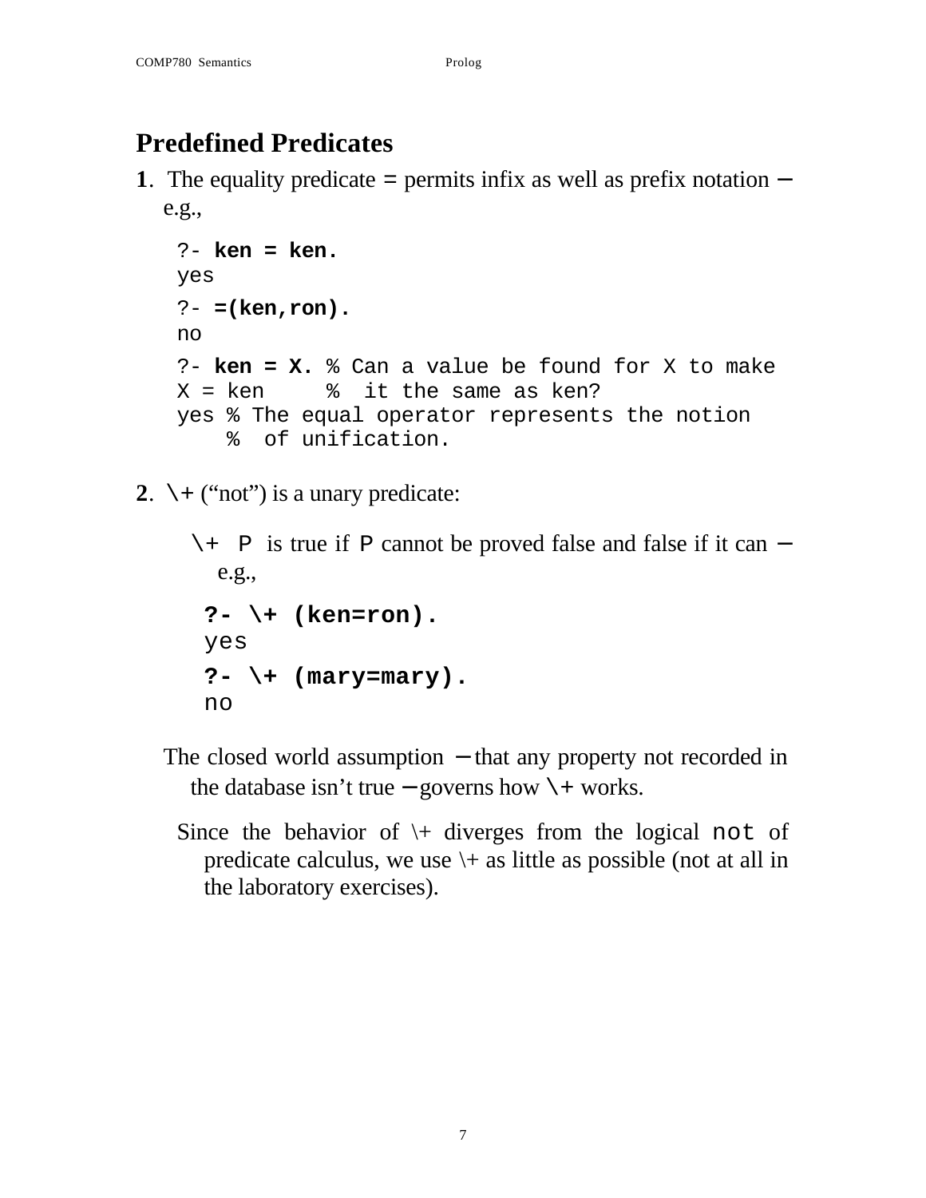## Predefined Predicates

**1**. The equality predicate = permits infix as well as prefix notation — e.g.,

```
?- ken = ken.
yes
?- =(ken,ron).
no
?- ken = X. % Can a value be found for X to make
X = ken     %  it the same as ken?
yes % The equal operator represents the notion
    %  of unification.
```

**2**. \+ ("not") is a unary predicate:

\+ P is true if P cannot be proved false and false if it can — e.g.,

```
?- \+ (ken=ron).
yes
?- \+ (mary=mary).
no
```

The closed world assumption — that any property not recorded in the database isn't true — governs how \+ works.

Since the behavior of \+ diverges from the logical not of predicate calculus, we use \+ as little as possible (not at all in the laboratory exercises).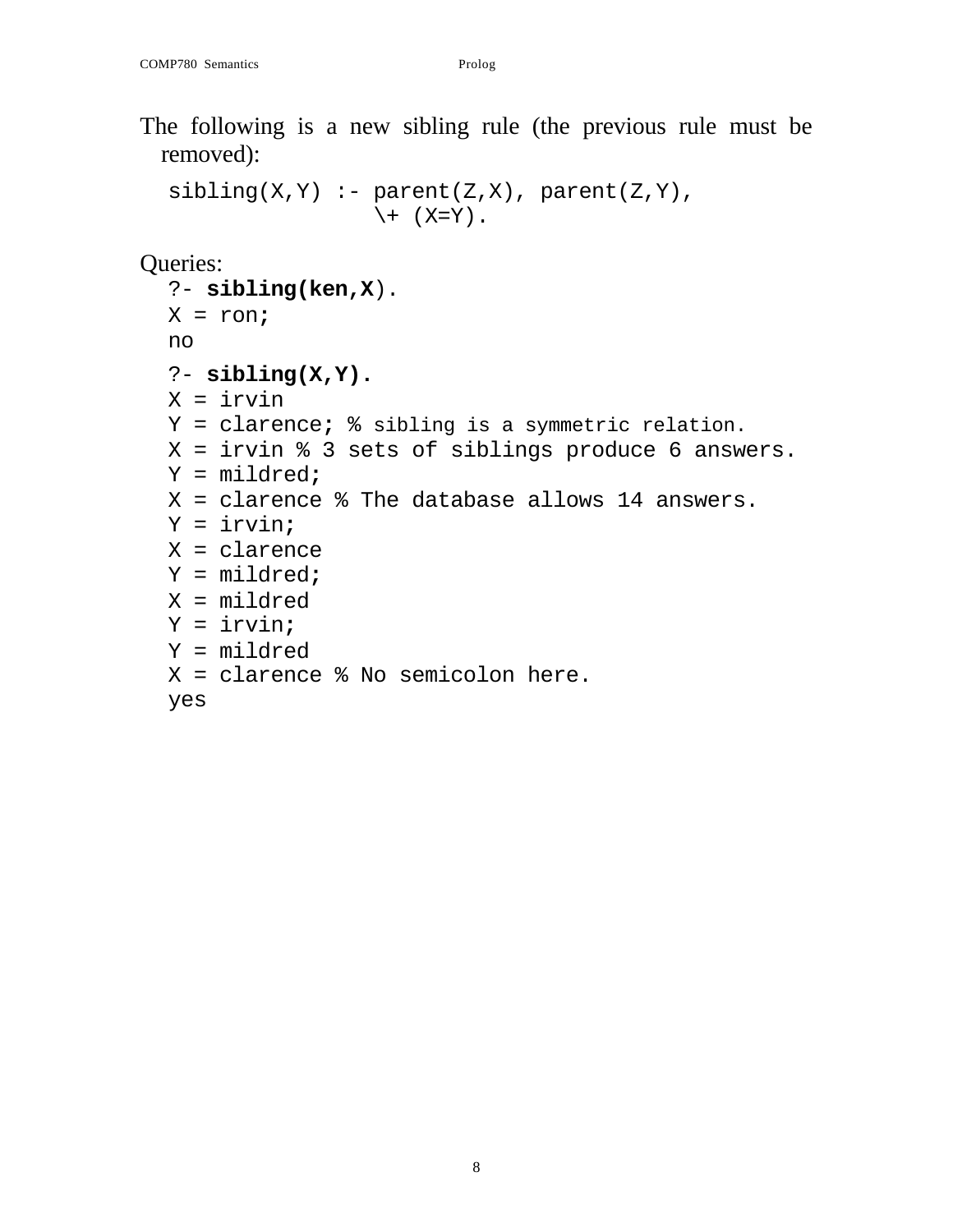The following is a new sibling rule (the previous rule must be removed):

```
sibling(X,Y) :- parent(Z,X), parent(Z,Y),
                \+ (X=Y).
```

Queries:

```
?- sibling(ken,X).
X = ron;
no
?- sibling(X,Y).
X = irvin
Y = clarence; % sibling is a symmetric relation.
X = irvin % 3 sets of siblings produce 6 answers.
Y = mildred;
X = clarence % The database allows 14 answers.
Y = irvin;
X = clarence
Y = mildred;
X = mildred
Y = irvin;
Y = mildred
X = clarence % No semicolon here.
yes
```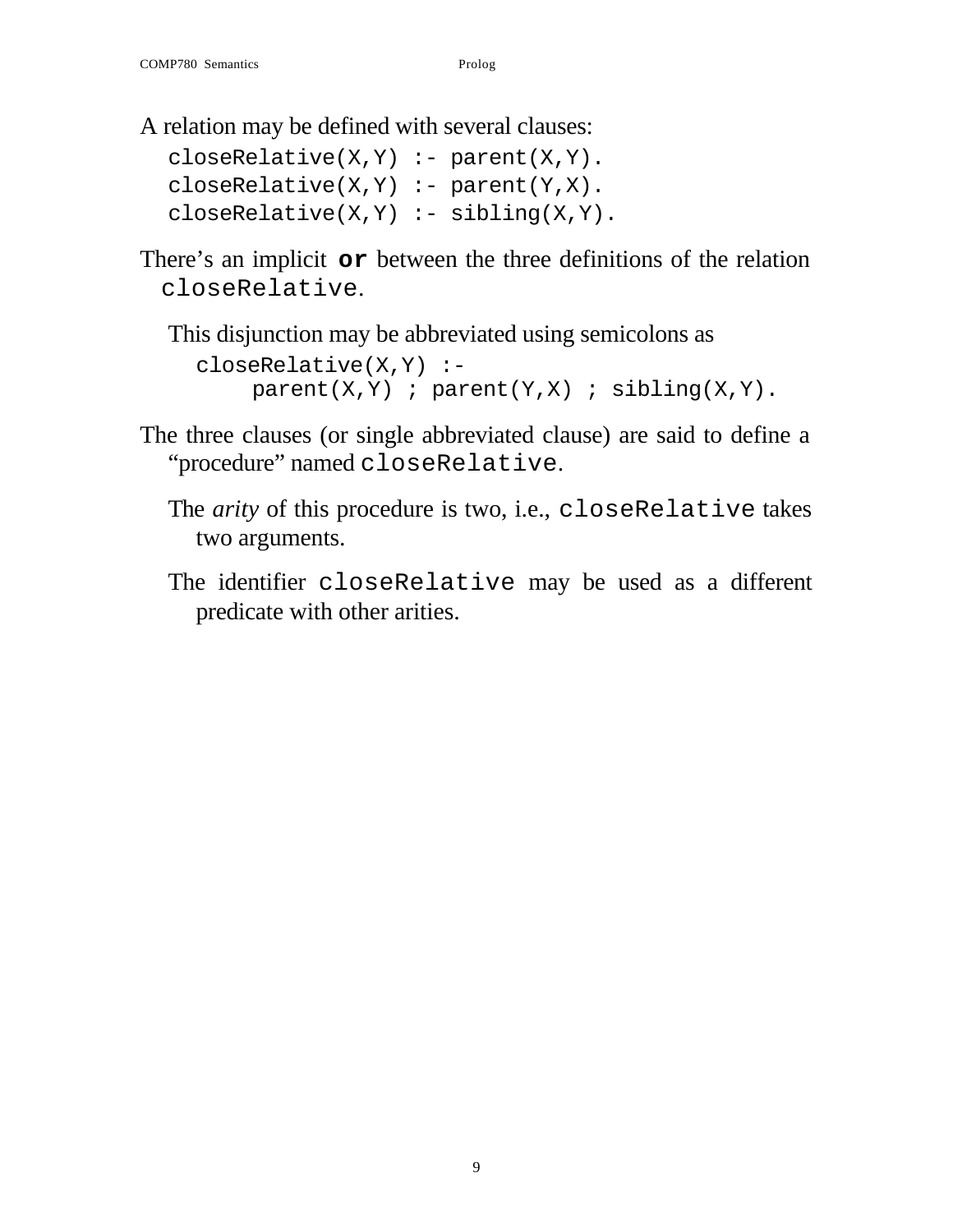A relation may be defined with several clauses:

```
closeRelative(X,Y) :- parent(X,Y).
closeRelative(X,Y) :- parent(Y,X).
closeRelative(X,Y) :- sibling(X,Y).
```

There's an implicit **`or`** between the three definitions of the relation `closeRelative`.

This disjunction may be abbreviated using semicolons as

```
closeRelative(X,Y) :-
     parent(X,Y) ; parent(Y,X) ; sibling(X,Y).
```

The three clauses (or single abbreviated clause) are said to define a "procedure" named `closeRelative`.

The *arity* of this procedure is two, i.e., `closeRelative` takes two arguments.

The identifier `closeRelative` may be used as a different predicate with other arities.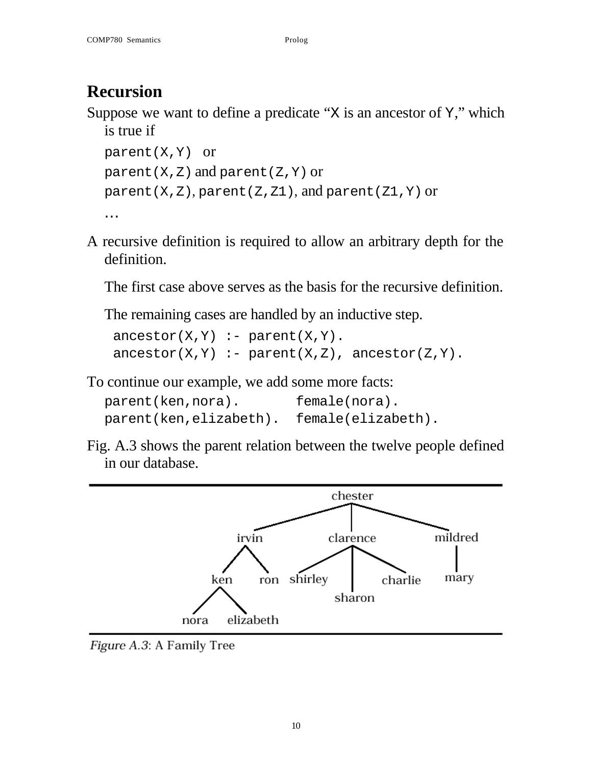## Recursion

Suppose we want to define a predicate "X is an ancestor of Y," which is true if

parent(X,Y) or

parent(X,Z) and parent(Z,Y) or

parent(X,Z), parent(Z,Z1), and parent(Z1,Y) or

…

A recursive definition is required to allow an arbitrary depth for the definition.

The first case above serves as the basis for the recursive definition.

The remaining cases are handled by an inductive step.

```
ancestor(X,Y) :- parent(X,Y).
ancestor(X,Y) :- parent(X,Z), ancestor(Z,Y).
```

To continue our example, we add some more facts:

```
parent(ken,nora).        female(nora).
parent(ken,elizabeth).   female(elizabeth).
```

Fig. A.3 shows the parent relation between the twelve people defined in our database.

*Figure A.3*: A Family Tree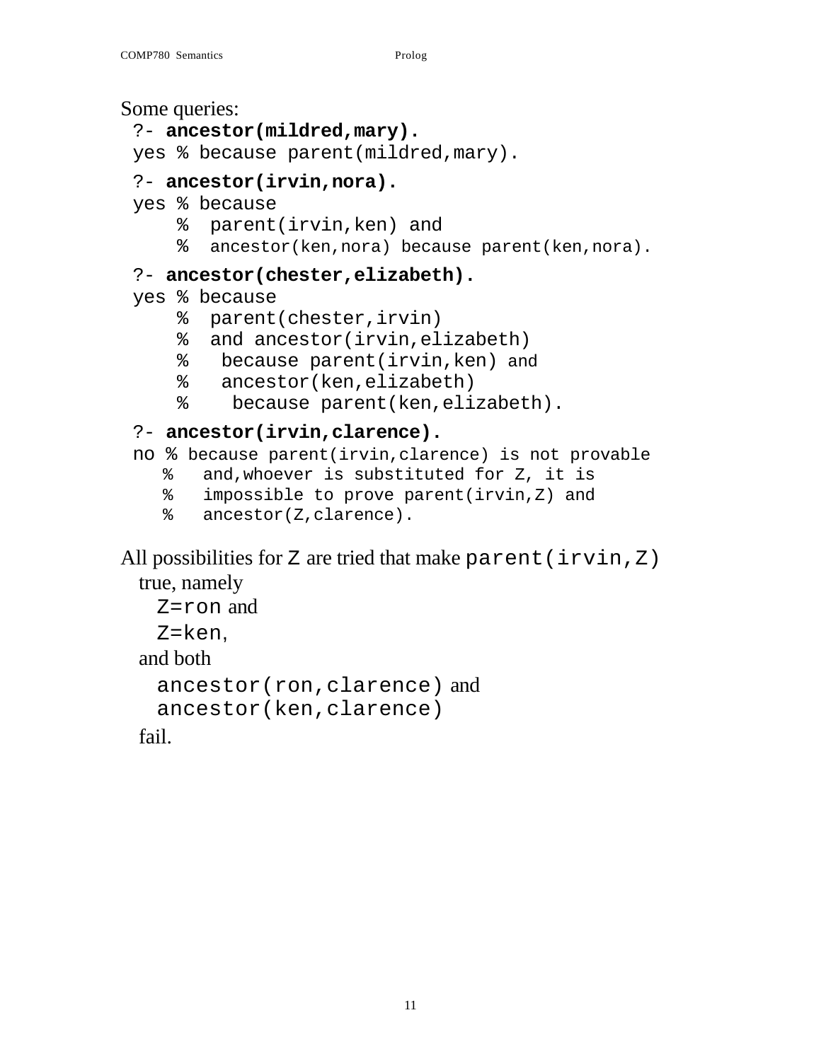Some queries:

```
?- ancestor(mildred,mary).
yes % because parent(mildred,mary).

?- ancestor(irvin,nora).
yes % because
    %  parent(irvin,ken) and
    %  ancestor(ken,nora) because parent(ken,nora).

?- ancestor(chester,elizabeth).
yes % because
    %  parent(chester,irvin)
    %  and ancestor(irvin,elizabeth)
    %   because parent(irvin,ken) and
    %   ancestor(ken,elizabeth)
    %    because parent(ken,elizabeth).

?- ancestor(irvin,clarence).
no % because parent(irvin,clarence) is not provable
   %   and,whoever is substituted for Z, it is
   %   impossible to prove parent(irvin,Z) and
   %   ancestor(Z,clarence).
```

All possibilities for `Z` are tried that make `parent(irvin,Z)` true, namely

`Z=ron` and

`Z=ken`,

and both

`ancestor(ron,clarence)` and
`ancestor(ken,clarence)`

fail.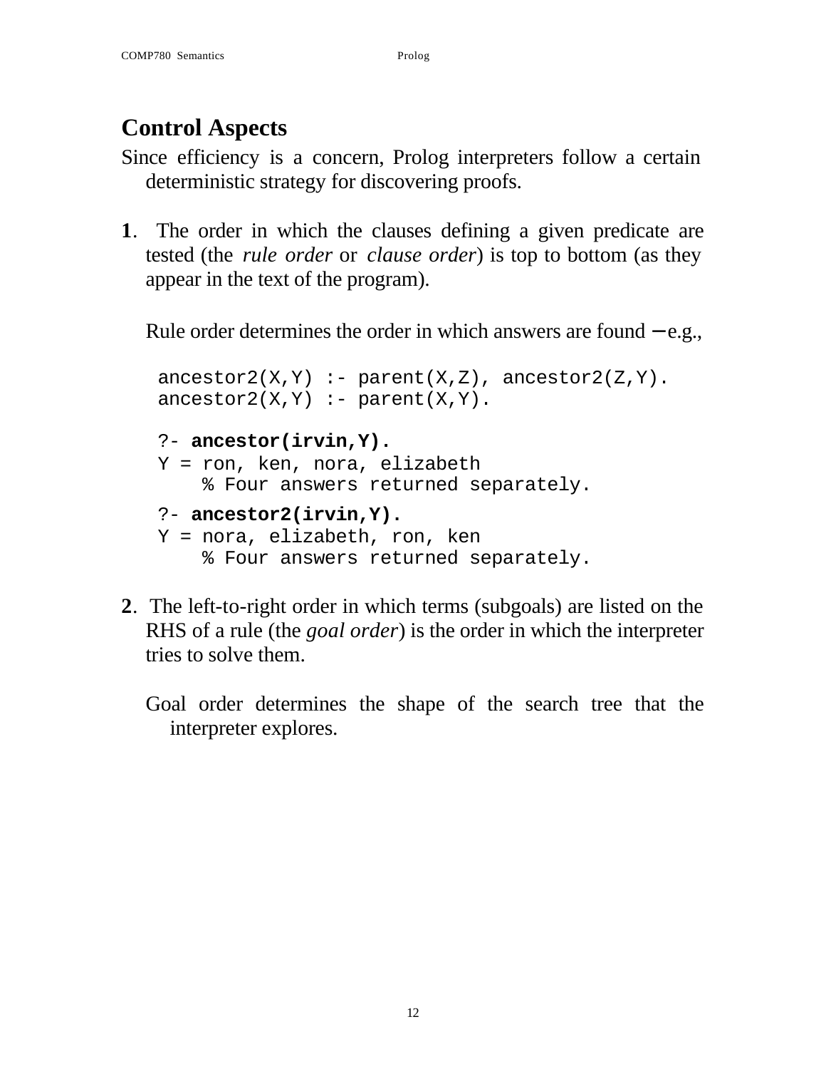## Control Aspects

Since efficiency is a concern, Prolog interpreters follow a certain deterministic strategy for discovering proofs.

**1**. The order in which the clauses defining a given predicate are tested (the *rule order* or *clause order*) is top to bottom (as they appear in the text of the program).

Rule order determines the order in which answers are found – e.g.,

```
ancestor2(X,Y) :- parent(X,Z), ancestor2(Z,Y).
ancestor2(X,Y) :- parent(X,Y).

?- ancestor(irvin,Y).
Y = ron, ken, nora, elizabeth
    % Four answers returned separately.

?- ancestor2(irvin,Y).
Y = nora, elizabeth, ron, ken
    % Four answers returned separately.
```

**2**. The left-to-right order in which terms (subgoals) are listed on the RHS of a rule (the *goal order*) is the order in which the interpreter tries to solve them.

Goal order determines the shape of the search tree that the interpreter explores.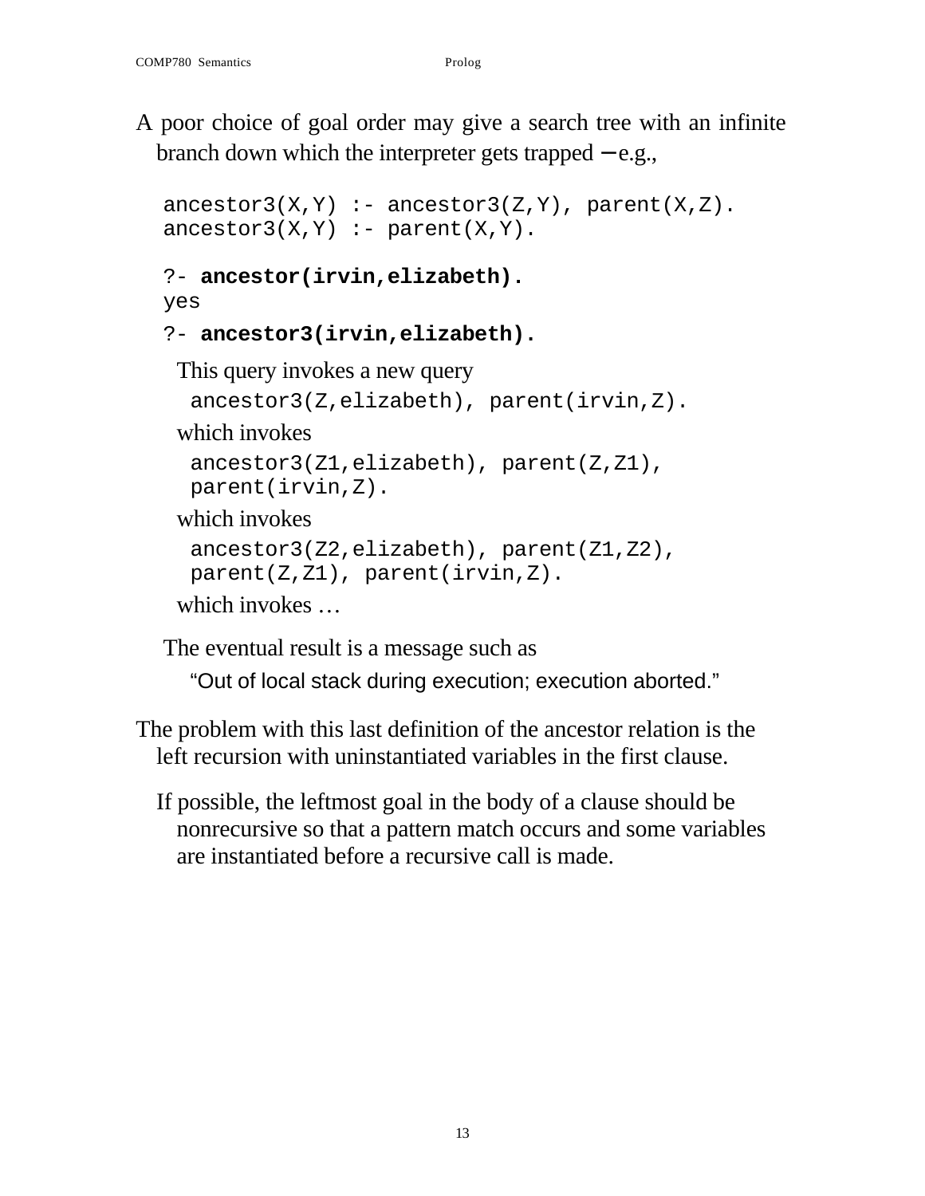A poor choice of goal order may give a search tree with an infinite branch down which the interpreter gets trapped – e.g.,

```
ancestor3(X,Y) :- ancestor3(Z,Y), parent(X,Z).
ancestor3(X,Y) :- parent(X,Y).
```

```
?- ancestor(irvin,elizabeth).
yes
?- ancestor3(irvin,elizabeth).
```

This query invokes a new query

```
ancestor3(Z,elizabeth), parent(irvin,Z).
```

which invokes

```
ancestor3(Z1,elizabeth), parent(Z,Z1),
parent(irvin,Z).
```

which invokes

```
ancestor3(Z2,elizabeth), parent(Z1,Z2),
parent(Z,Z1), parent(irvin,Z).
```

which invokes …

The eventual result is a message such as

"Out of local stack during execution; execution aborted."

The problem with this last definition of the ancestor relation is the left recursion with uninstantiated variables in the first clause.

If possible, the leftmost goal in the body of a clause should be nonrecursive so that a pattern match occurs and some variables are instantiated before a recursive call is made.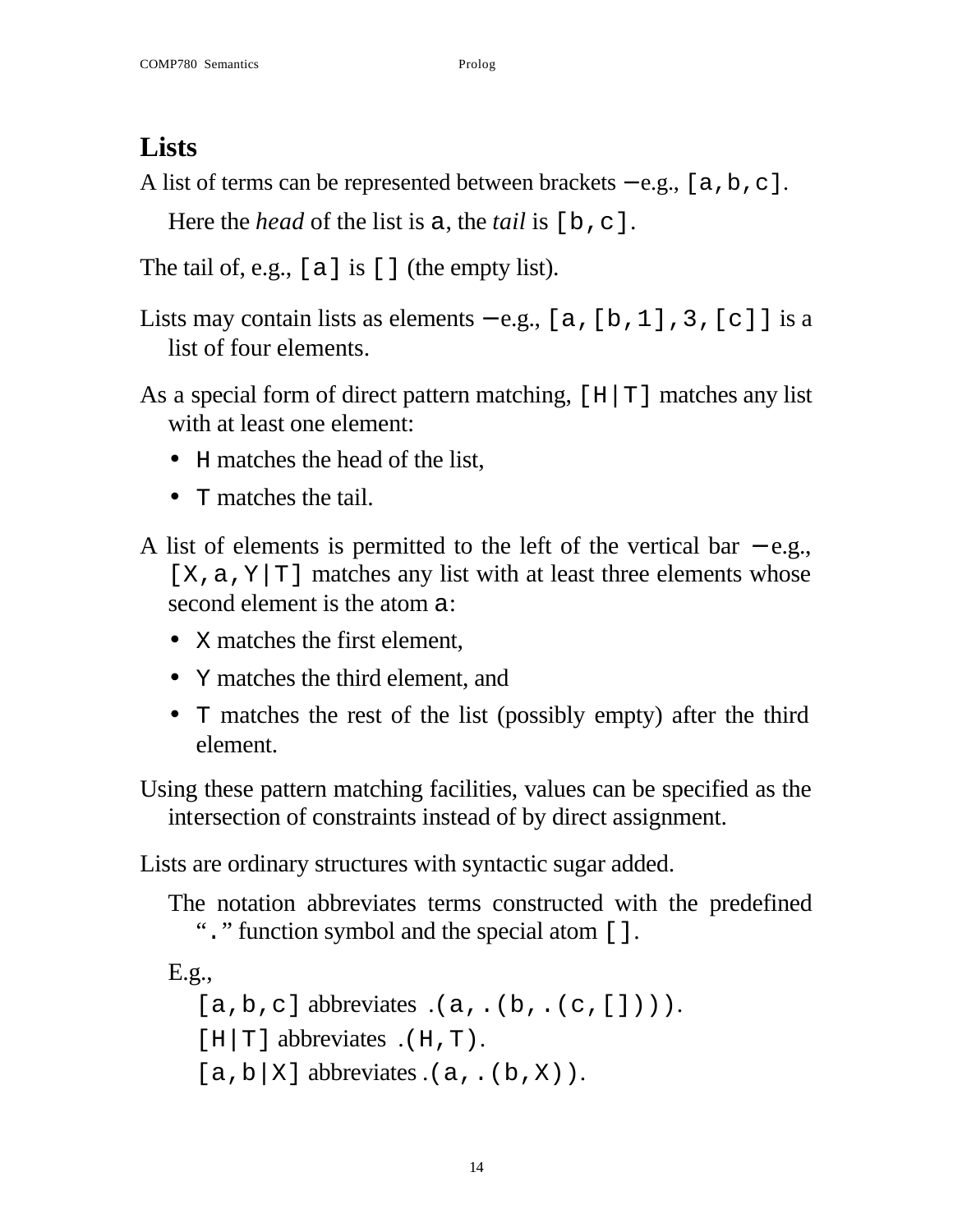## Lists

A list of terms can be represented between brackets — e.g., `[a,b,c]`.

Here the *head* of the list is `a`, the *tail* is `[b,c]`.

The tail of, e.g., `[a]` is `[]` (the empty list).

Lists may contain lists as elements — e.g., `[a,[b,1],3,[c]]` is a list of four elements.

As a special form of direct pattern matching, `[H|T]` matches any list with at least one element:

- `H` matches the head of the list,
- `T` matches the tail.

A list of elements is permitted to the left of the vertical bar — e.g., `[X,a,Y|T]` matches any list with at least three elements whose second element is the atom `a`:

- `X` matches the first element,
- `Y` matches the third element, and
- `T` matches the rest of the list (possibly empty) after the third element.

Using these pattern matching facilities, values can be specified as the intersection of constraints instead of by direct assignment.

Lists are ordinary structures with syntactic sugar added.

The notation abbreviates terms constructed with the predefined "`.`" function symbol and the special atom `[]`.

E.g.,

`[a,b,c]` abbreviates `.(a,.(b,.(c,[])))`.

`[H|T]` abbreviates `.(H,T)`.

`[a,b|X]` abbreviates `.(a,.(b,X))`.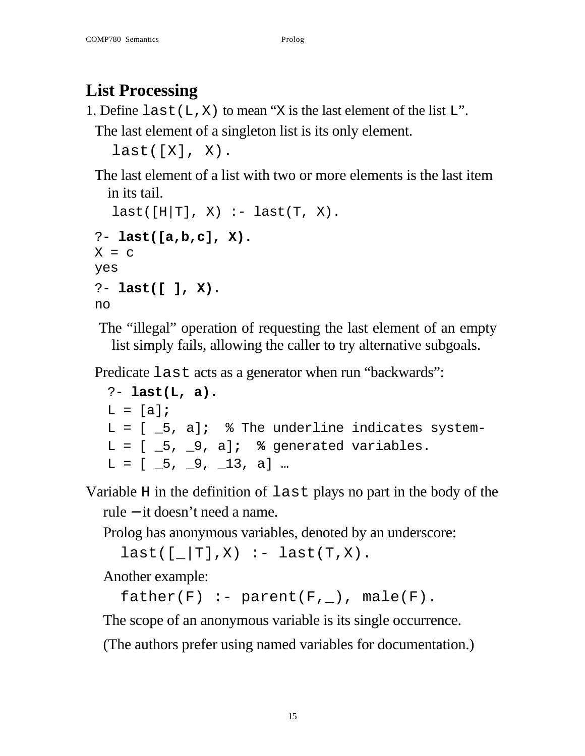## List Processing

1. Define `last(L,X)` to mean "`X` is the last element of the list `L`".

   The last element of a singleton list is its only element.

   ```
   last([X], X).
   ```

   The last element of a list with two or more elements is the last item in its tail.

   ```
   last([H|T], X) :- last(T, X).
   ```

   ```
   ?- last([a,b,c], X).
   X = c
   yes
   ?- last([ ], X).
   no
   ```

   The "illegal" operation of requesting the last element of an empty list simply fails, allowing the caller to try alternative subgoals.

   Predicate `last` acts as a generator when run "backwards":

   ```
   ?- last(L, a).
   L = [a];
   L = [ _5, a];  % The underline indicates system-
   L = [ _5, _9, a];  % generated variables.
   L = [ _5, _9, _13, a] …
   ```

Variable `H` in the definition of `last` plays no part in the body of the rule ─ it doesn't need a name.

Prolog has anonymous variables, denoted by an underscore:

```
last([_|T],X) :- last(T,X).
```

Another example:

```
father(F) :- parent(F,_), male(F).
```

The scope of an anonymous variable is its single occurrence.

(The authors prefer using named variables for documentation.)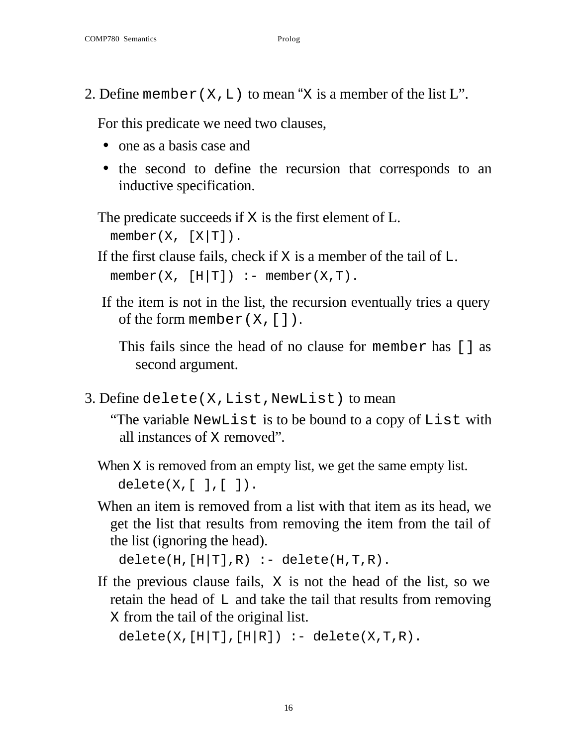2. Define `member(X,L)` to mean "`X` is a member of the list L".

For this predicate we need two clauses,

- one as a basis case and
- the second to define the recursion that corresponds to an inductive specification.

The predicate succeeds if `X` is the first element of L.

```
member(X, [X|T]).
```

If the first clause fails, check if `X` is a member of the tail of `L`.

```
member(X, [H|T]) :- member(X,T).
```

If the item is not in the list, the recursion eventually tries a query of the form `member(X,[])`.

This fails since the head of no clause for `member` has `[]` as second argument.

3. Define `delete(X,List,NewList)` to mean

"The variable `NewList` is to be bound to a copy of `List` with all instances of `X` removed".

When `X` is removed from an empty list, we get the same empty list.

```
delete(X,[ ],[ ]).
```

When an item is removed from a list with that item as its head, we get the list that results from removing the item from the tail of the list (ignoring the head).

```
delete(H,[H|T],R) :- delete(H,T,R).
```

If the previous clause fails, `X` is not the head of the list, so we retain the head of `L` and take the tail that results from removing `X` from the tail of the original list.

```
delete(X,[H|T],[H|R]) :- delete(X,T,R).
```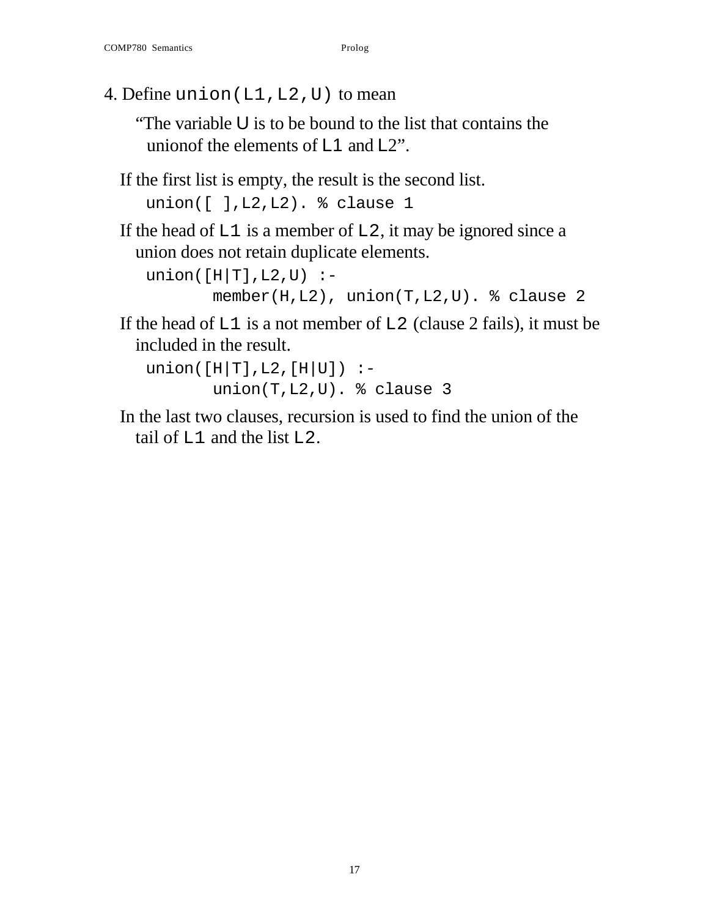4. Define `union(L1,L2,U)` to mean

> “The variable `U` is to be bound to the list that contains the unionof the elements of `L1` and `L2`”.

If the first list is empty, the result is the second list.

```
union([ ],L2,L2). % clause 1
```

If the head of `L1` is a member of `L2`, it may be ignored since a union does not retain duplicate elements.

```
union([H|T],L2,U) :-
        member(H,L2), union(T,L2,U). % clause 2
```

If the head of `L1` is a not member of `L2` (clause 2 fails), it must be included in the result.

```
union([H|T],L2,[H|U]) :-
        union(T,L2,U). % clause 3
```

In the last two clauses, recursion is used to find the union of the tail of `L1` and the list `L2`.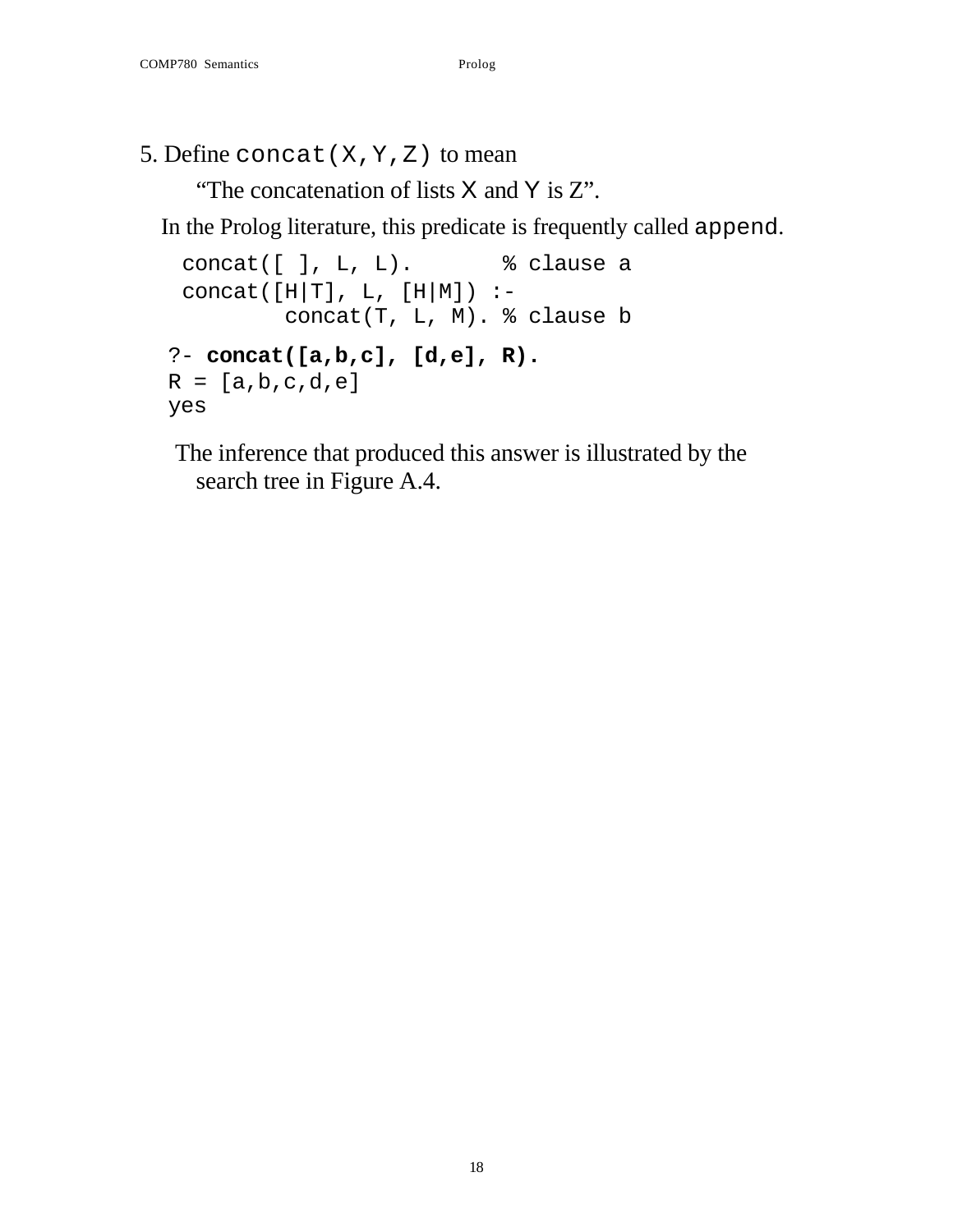5. Define `concat(X,Y,Z)` to mean

“The concatenation of lists `X` and `Y` is Z”.

In the Prolog literature, this predicate is frequently called `append`.

```
concat([ ], L, L).        % clause a
concat([H|T], L, [H|M]) :-
        concat(T, L, M). % clause b
```

```
?- concat([a,b,c], [d,e], R).
R = [a,b,c,d,e]
yes
```

The inference that produced this answer is illustrated by the search tree in Figure A.4.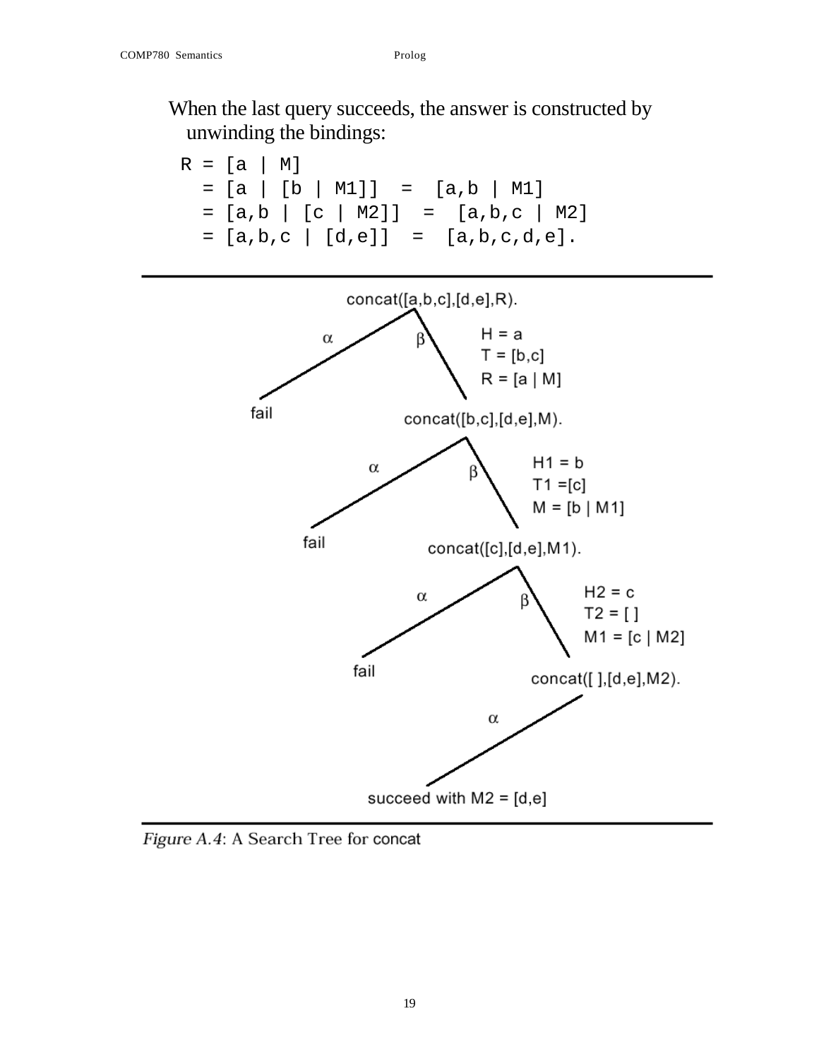When the last query succeeds, the answer is constructed by unwinding the bindings:

```
R = [a | M]
  = [a | [b | M1]]  =  [a,b | M1]
  = [a,b | [c | M2]]  =  [a,b,c | M2]
  = [a,b,c | [d,e]]  =  [a,b,c,d,e].
```

```
concat([a,b,c],[d,e],R).
  α: fail
  β: H = a, T = [b,c], R = [a | M]
     concat([b,c],[d,e],M).
       α: fail
       β: H1 = b, T1 =[c], M = [b | M1]
          concat([c],[d,e],M1).
            α: fail
            β: H2 = c, T2 = [ ], M1 = [c | M2]
               concat([ ],[d,e],M2).
                 α: succeed with M2 = [d,e]
```

*Figure A.4*: A Search Tree for concat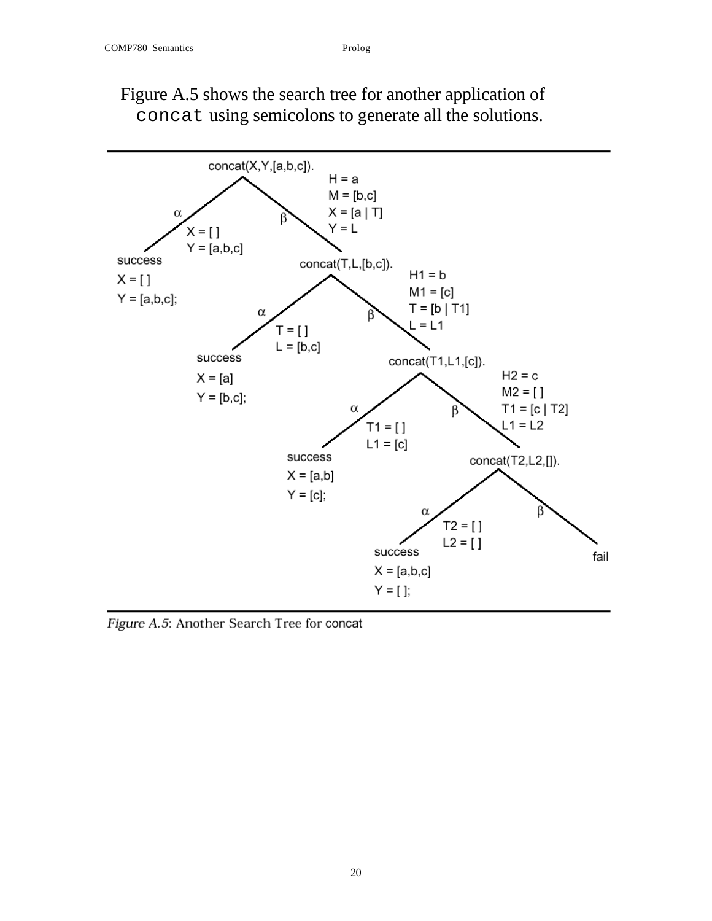Figure A.5 shows the search tree for another application of `concat` using semicolons to generate all the solutions.

```
concat(X,Y,[a,b,c]).
├── α   X = [ ]
│       Y = [a,b,c]
│   success
│   X = [ ]
│   Y = [a,b,c];
└── β   H = a
        M = [b,c]
        X = [a | T]
        Y = L
    concat(T,L,[b,c]).
    ├── α   T = [ ]
    │       L = [b,c]
    │   success
    │   X = [a]
    │   Y = [b,c];
    └── β   H1 = b
            M1 = [c]
            T = [b | T1]
            L = L1
        concat(T1,L1,[c]).
        ├── α   T1 = [ ]
        │       L1 = [c]
        │   success
        │   X = [a,b]
        │   Y = [c];
        └── β   H2 = c
                M2 = [ ]
                T1 = [c | T2]
                L1 = L2
            concat(T2,L2,[]).
            ├── α   T2 = [ ]
            │       L2 = [ ]
            │   success
            │   X = [a,b,c]
            │   Y = [ ];
            └── β
                fail
```

*Figure A.5*: Another Search Tree for concat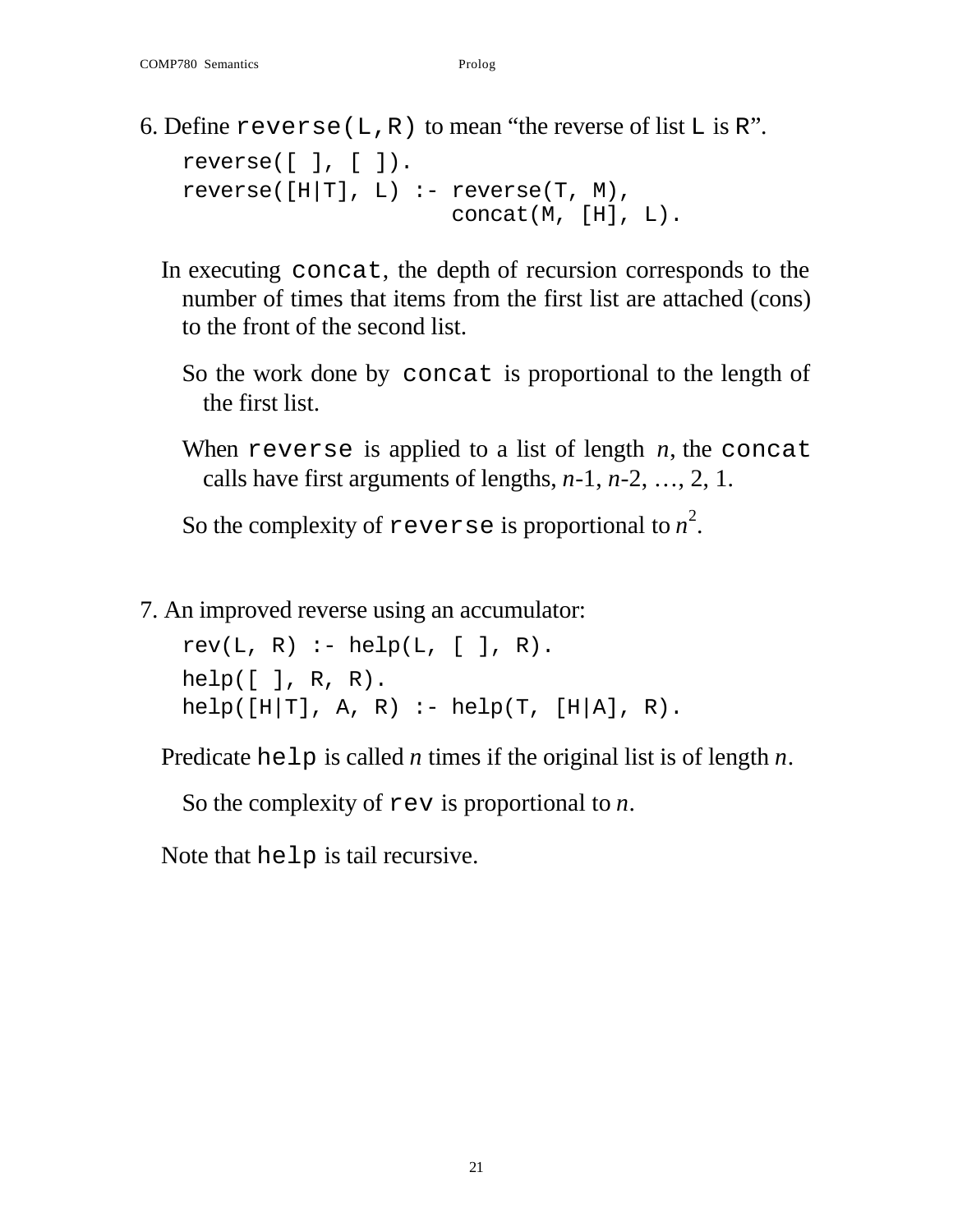6. Define `reverse(L,R)` to mean "the reverse of list `L` is `R`".

```
reverse([ ], [ ]).
reverse([H|T], L) :- reverse(T, M),
                     concat(M, [H], L).
```

In executing `concat`, the depth of recursion corresponds to the number of times that items from the first list are attached (cons) to the front of the second list.

So the work done by `concat` is proportional to the length of the first list.

When `reverse` is applied to a list of length $n$, the `concat` calls have first arguments of lengths, $n$-1, $n$-2, …, 2, 1.

So the complexity of `reverse` is proportional to $n^2$.

7. An improved reverse using an accumulator:

```
rev(L, R) :- help(L, [ ], R).
help([ ], R, R).
help([H|T], A, R) :- help(T, [H|A], R).
```

Predicate `help` is called $n$ times if the original list is of length $n$.

So the complexity of `rev` is proportional to $n$.

Note that `help` is tail recursive.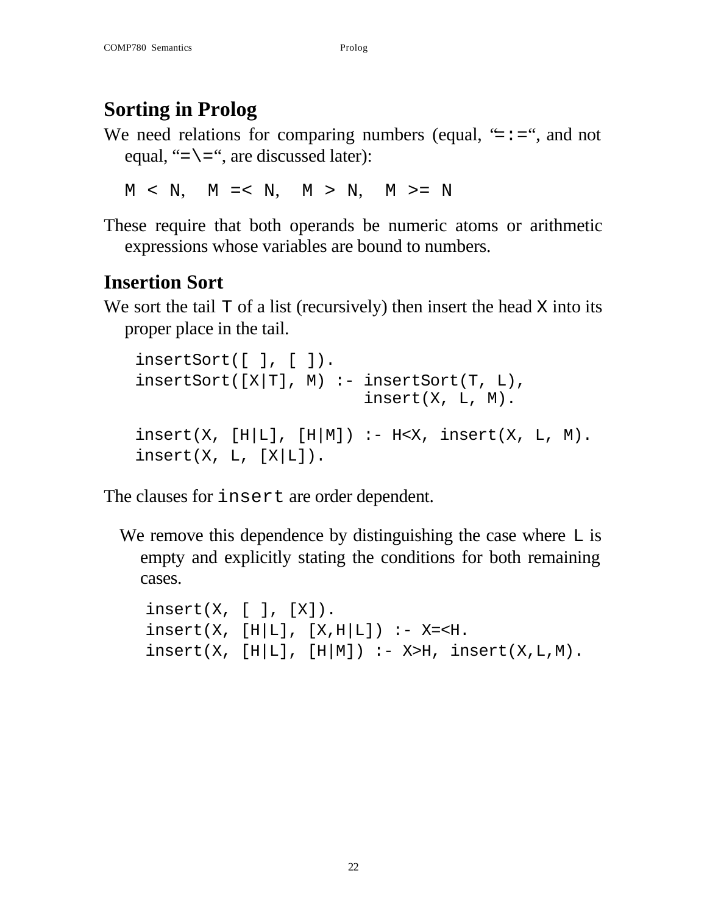## Sorting in Prolog

We need relations for comparing numbers (equal, "`=:=`", and not equal, "`=\=`", are discussed later):

```
M < N,  M =< N,  M > N,  M >= N
```

These require that both operands be numeric atoms or arithmetic expressions whose variables are bound to numbers.

## Insertion Sort

We sort the tail `T` of a list (recursively) then insert the head `X` into its proper place in the tail.

```
insertSort([ ], [ ]).
insertSort([X|T], M) :- insertSort(T, L),
                        insert(X, L, M).

insert(X, [H|L], [H|M]) :- H<X, insert(X, L, M).
insert(X, L, [X|L]).
```

The clauses for `insert` are order dependent.

We remove this dependence by distinguishing the case where `L` is empty and explicitly stating the conditions for both remaining cases.

```
insert(X, [ ], [X]).
insert(X, [H|L], [X,H|L]) :- X=<H.
insert(X, [H|L], [H|M]) :- X>H, insert(X,L,M).
```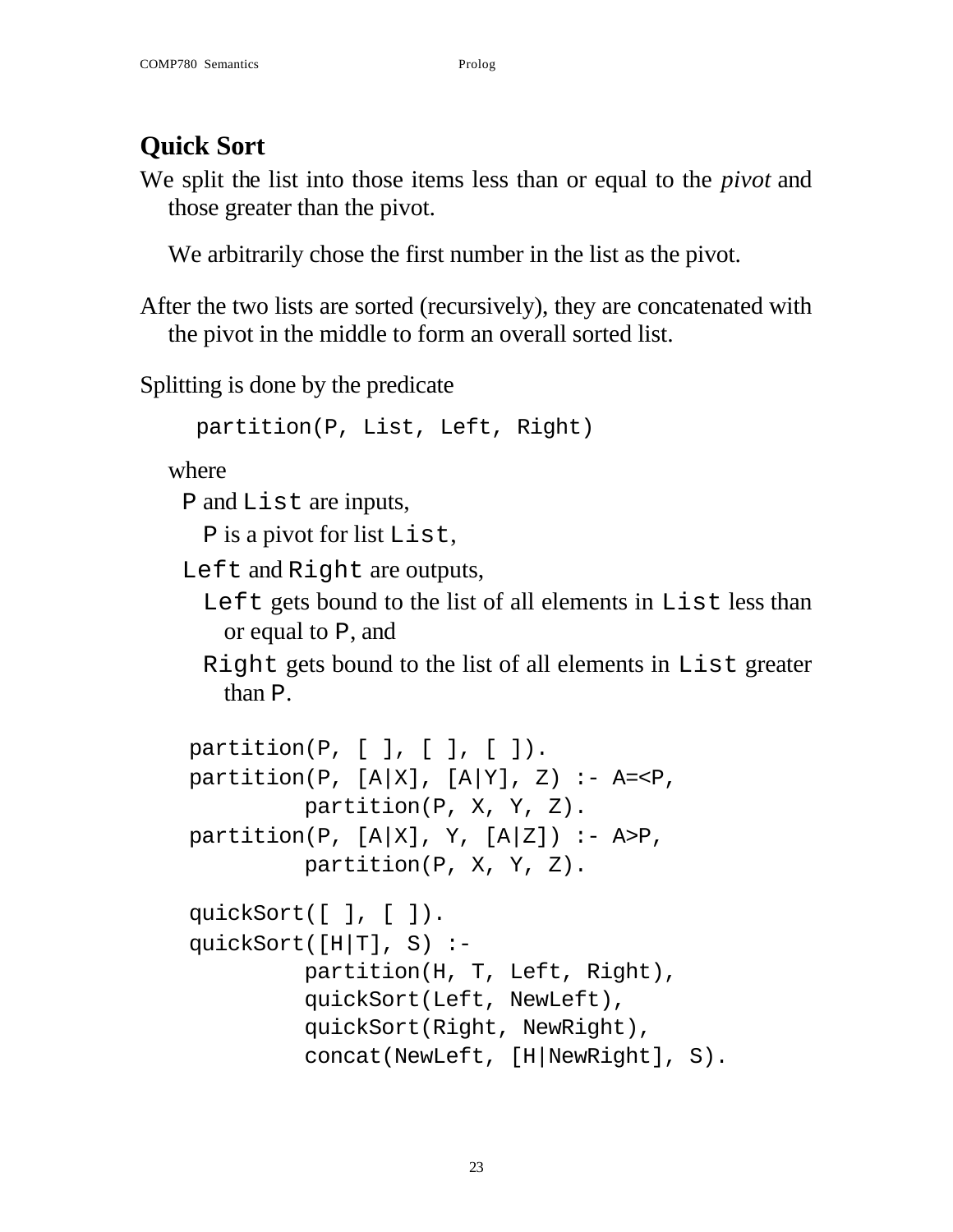## Quick Sort

We split the list into those items less than or equal to the *pivot* and those greater than the pivot.

We arbitrarily chose the first number in the list as the pivot.

After the two lists are sorted (recursively), they are concatenated with the pivot in the middle to form an overall sorted list.

Splitting is done by the predicate

```
partition(P, List, Left, Right)
```

where

- `P` and `List` are inputs,
  - `P` is a pivot for list `List`,
- `Left` and `Right` are outputs,
  - `Left` gets bound to the list of all elements in `List` less than or equal to `P`, and
  - `Right` gets bound to the list of all elements in `List` greater than `P`.

```
partition(P, [ ], [ ], [ ]).
partition(P, [A|X], [A|Y], Z) :- A=<P,
          partition(P, X, Y, Z).
partition(P, [A|X], Y, [A|Z]) :- A>P,
          partition(P, X, Y, Z).

quickSort([ ], [ ]).
quickSort([H|T], S) :-
          partition(H, T, Left, Right),
          quickSort(Left, NewLeft),
          quickSort(Right, NewRight),
          concat(NewLeft, [H|NewRight], S).
```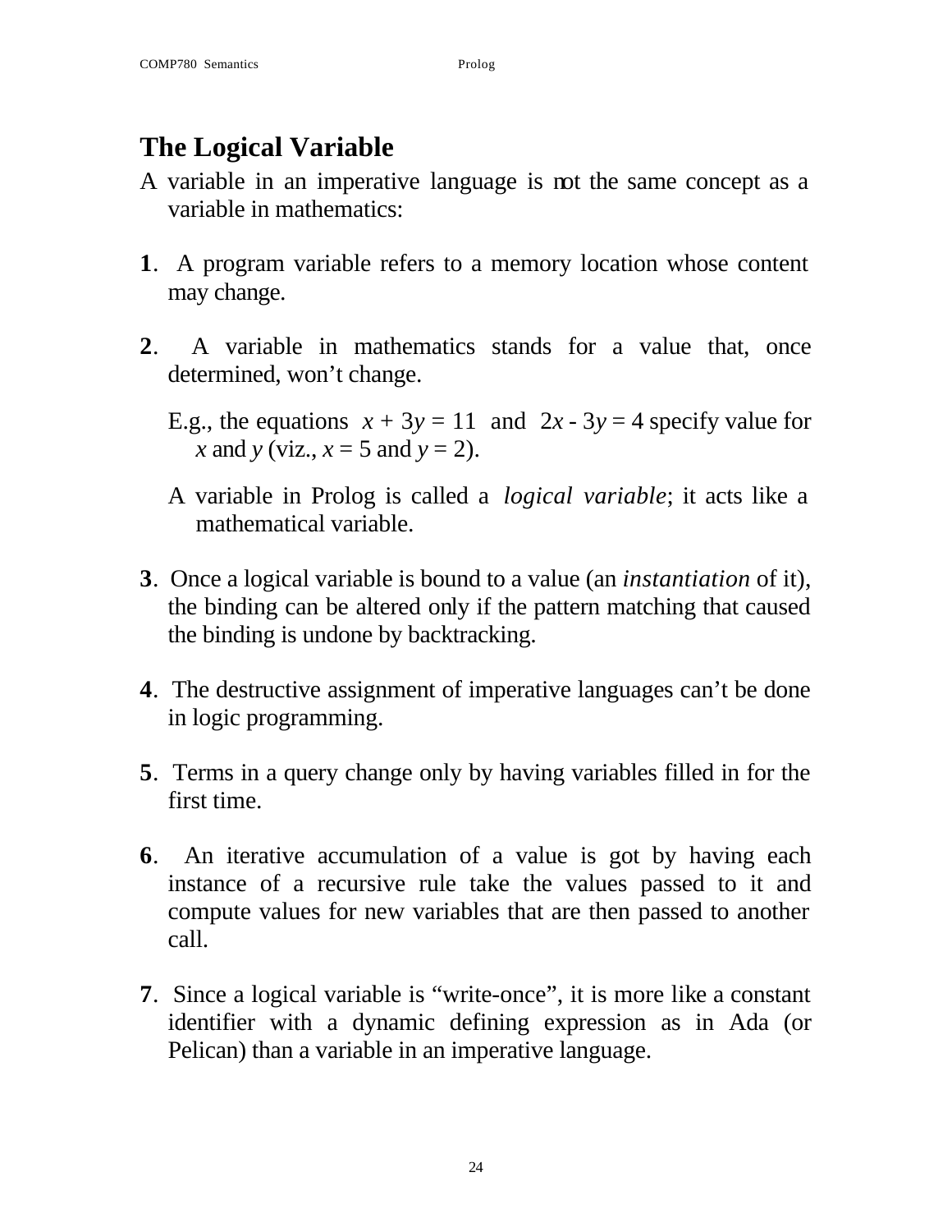# The Logical Variable

A variable in an imperative language is not the same concept as a variable in mathematics:

**1**. A program variable refers to a memory location whose content may change.

**2**. A variable in mathematics stands for a value that, once determined, won't change.

E.g., the equations $x + 3y = 11$ and $2x - 3y = 4$ specify value for $x$ and $y$ (viz., $x = 5$ and $y = 2$).

A variable in Prolog is called a *logical variable*; it acts like a mathematical variable.

**3**. Once a logical variable is bound to a value (an *instantiation* of it), the binding can be altered only if the pattern matching that caused the binding is undone by backtracking.

**4**. The destructive assignment of imperative languages can't be done in logic programming.

**5**. Terms in a query change only by having variables filled in for the first time.

**6**. An iterative accumulation of a value is got by having each instance of a recursive rule take the values passed to it and compute values for new variables that are then passed to another call.

**7**. Since a logical variable is "write-once", it is more like a constant identifier with a dynamic defining expression as in Ada (or Pelican) than a variable in an imperative language.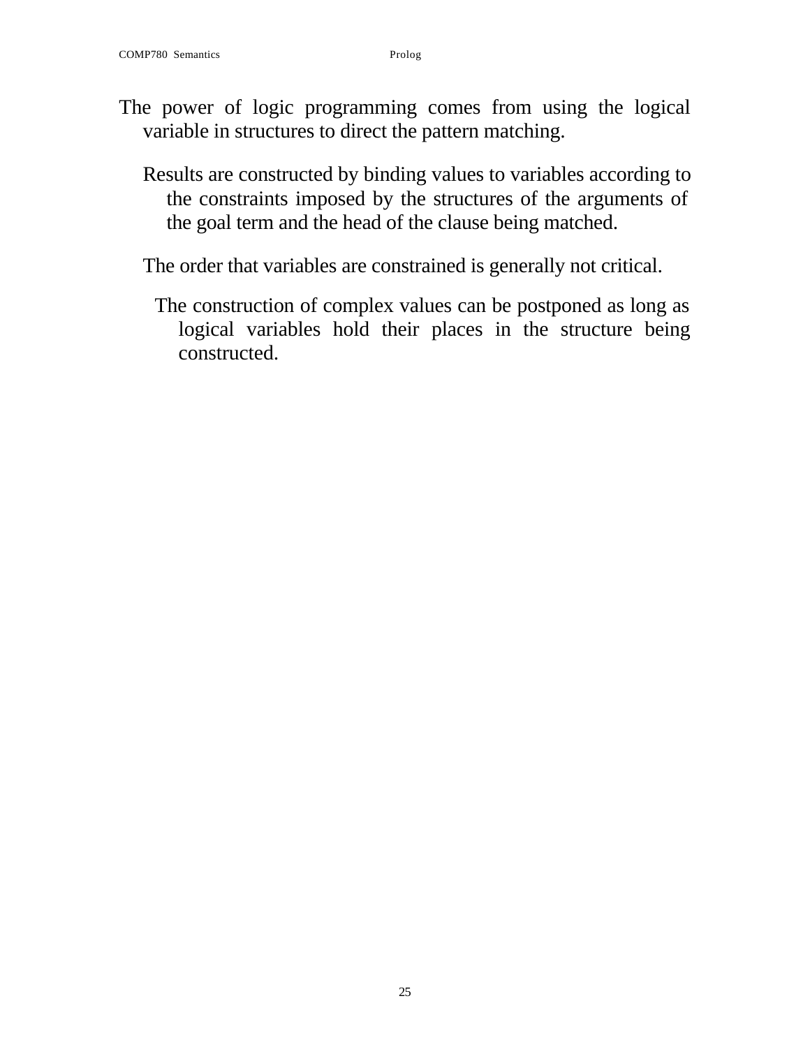The power of logic programming comes from using the logical variable in structures to direct the pattern matching.

Results are constructed by binding values to variables according to the constraints imposed by the structures of the arguments of the goal term and the head of the clause being matched.

The order that variables are constrained is generally not critical.

The construction of complex values can be postponed as long as logical variables hold their places in the structure being constructed.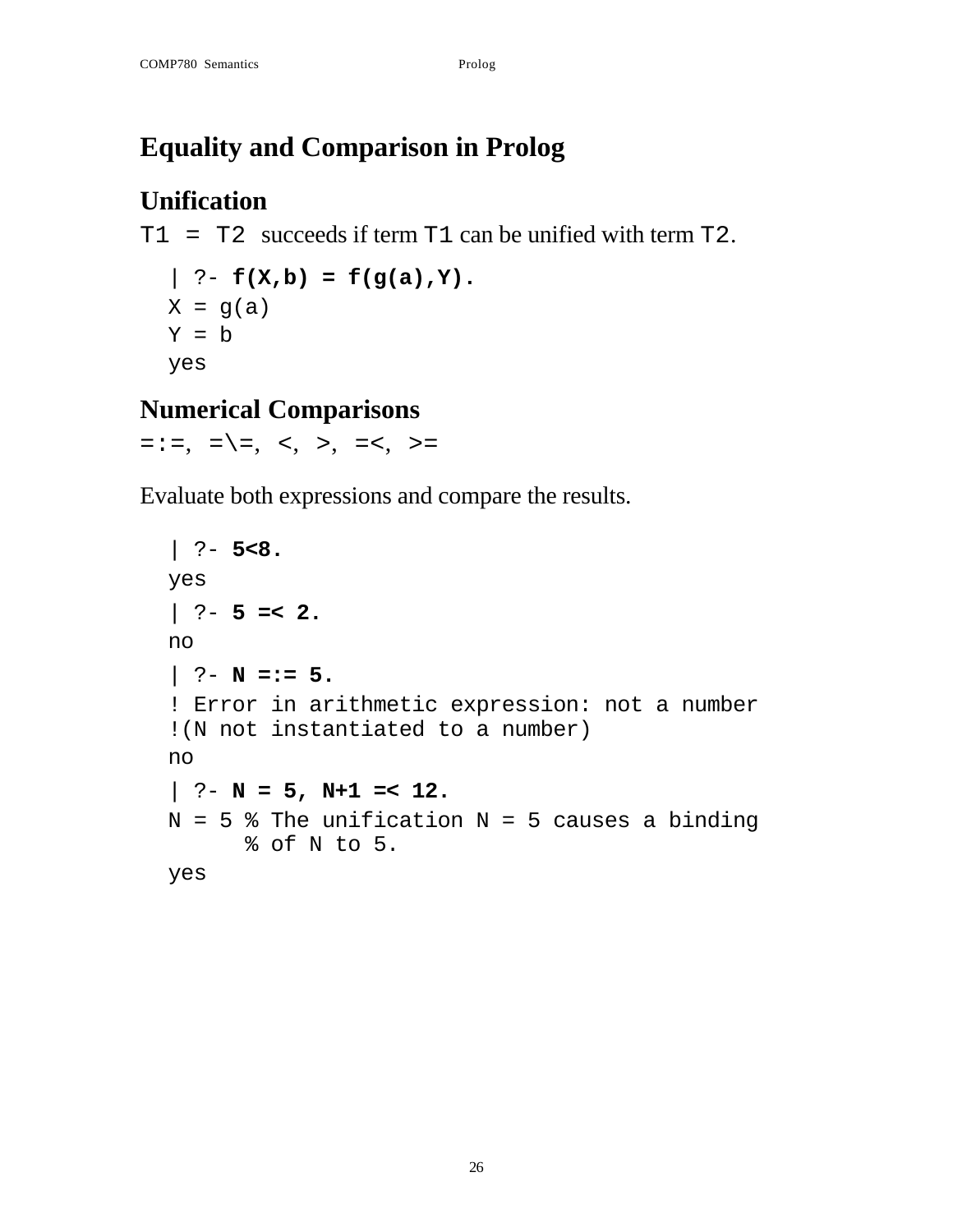# Equality and Comparison in Prolog

## Unification

`T1 = T2` succeeds if term `T1` can be unified with term `T2`.

```
| ?- f(X,b) = f(g(a),Y).
X = g(a)
Y = b
yes
```

## Numerical Comparisons

`=:=`, `=\=`, `<`, `>`, `=<`, `>=`

Evaluate both expressions and compare the results.

```
| ?- 5<8.
yes
| ?- 5 =< 2.
no
| ?- N =:= 5.
! Error in arithmetic expression: not a number
!(N not instantiated to a number)
no
| ?- N = 5, N+1 =< 12.
N = 5 % The unification N = 5 causes a binding
      % of N to 5.
yes
```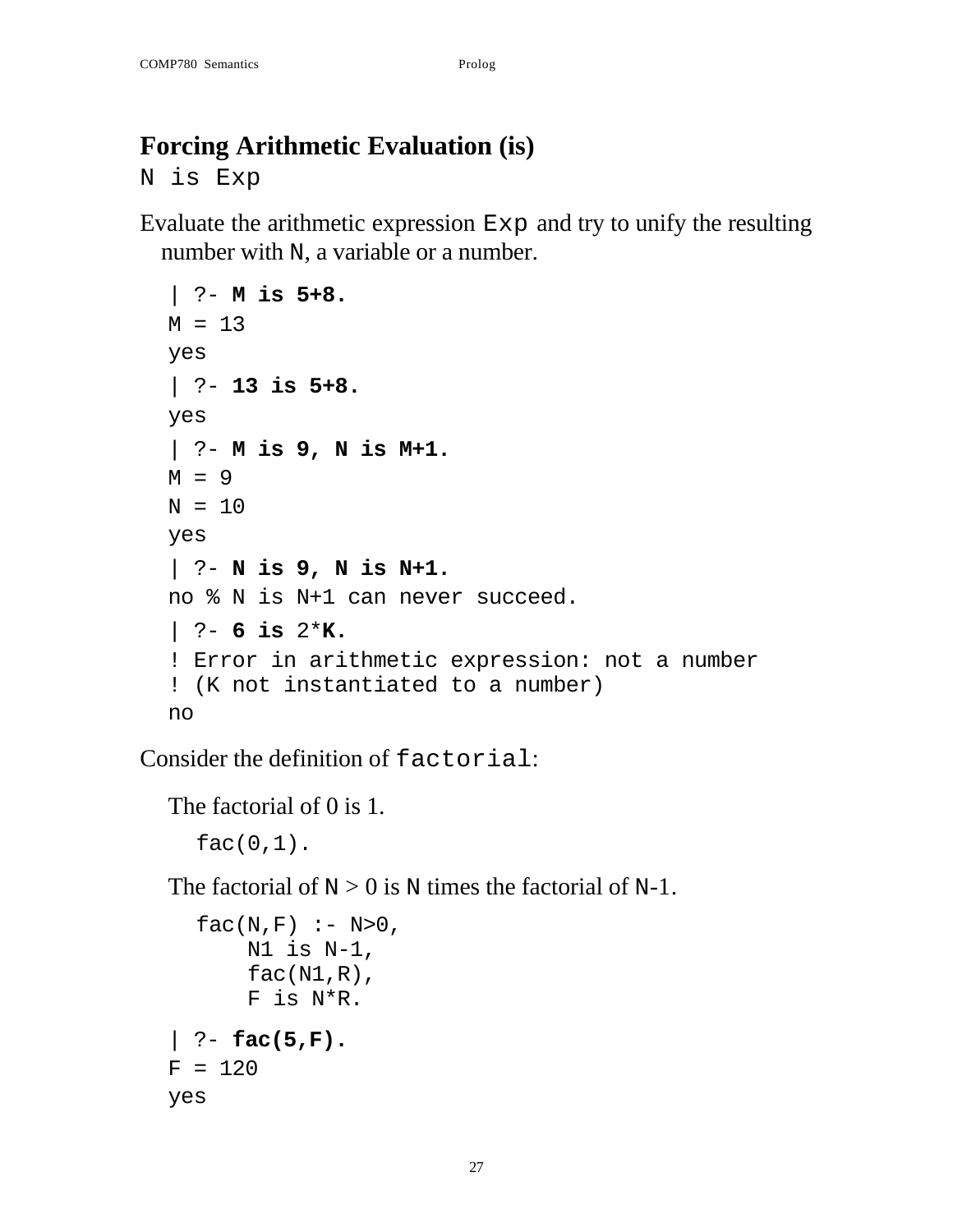## Forcing Arithmetic Evaluation (is)

`N is Exp`

Evaluate the arithmetic expression `Exp` and try to unify the resulting number with `N`, a variable or a number.

```
| ?- M is 5+8.
M = 13
yes
| ?- 13 is 5+8.
yes
| ?- M is 9, N is M+1.
M = 9
N = 10
yes
| ?- N is 9, N is N+1.
no % N is N+1 can never succeed.
| ?- 6 is 2*K.
! Error in arithmetic expression: not a number
! (K not instantiated to a number)
no
```

Consider the definition of `factorial`:

The factorial of 0 is 1.

```
fac(0,1).
```

The factorial of `N` > 0 is `N` times the factorial of `N`-1.

```
fac(N,F) :- N>0,
    N1 is N-1,
    fac(N1,R),
    F is N*R.
```

```
| ?- fac(5,F).
F = 120
yes
```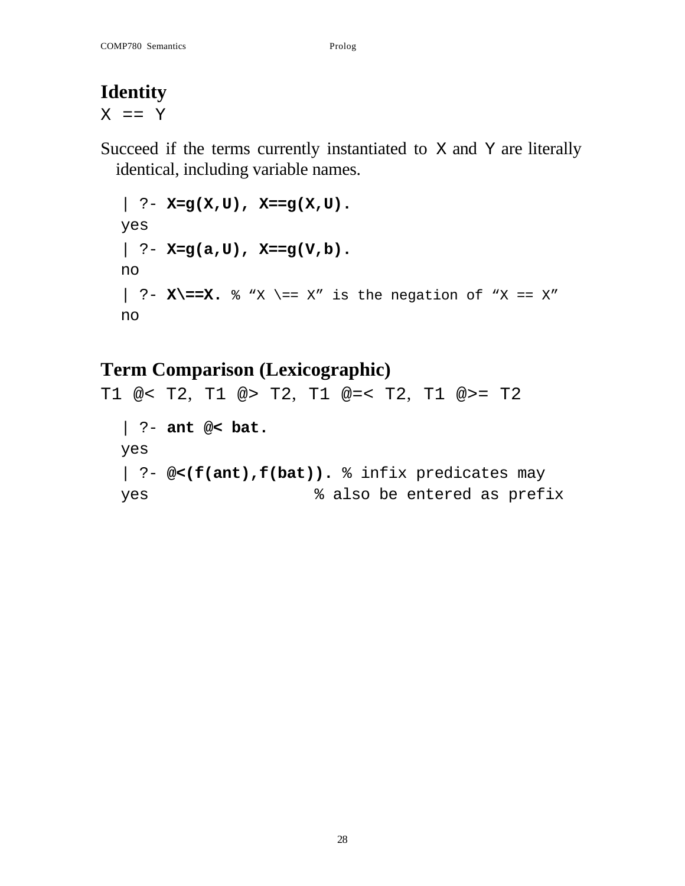## Identity

`X == Y`

Succeed if the terms currently instantiated to `X` and `Y` are literally identical, including variable names.

```
| ?- X=g(X,U), X==g(X,U).
yes
| ?- X=g(a,U), X==g(V,b).
no
| ?- X\==X. % "X \== X" is the negation of "X == X"
no
```

## Term Comparison (Lexicographic)

`T1 @< T2, T1 @> T2, T1 @=< T2, T1 @>= T2`

```
| ?- ant @< bat.
yes
| ?- @<(f(ant),f(bat)). % infix predicates may
yes                    % also be entered as prefix
```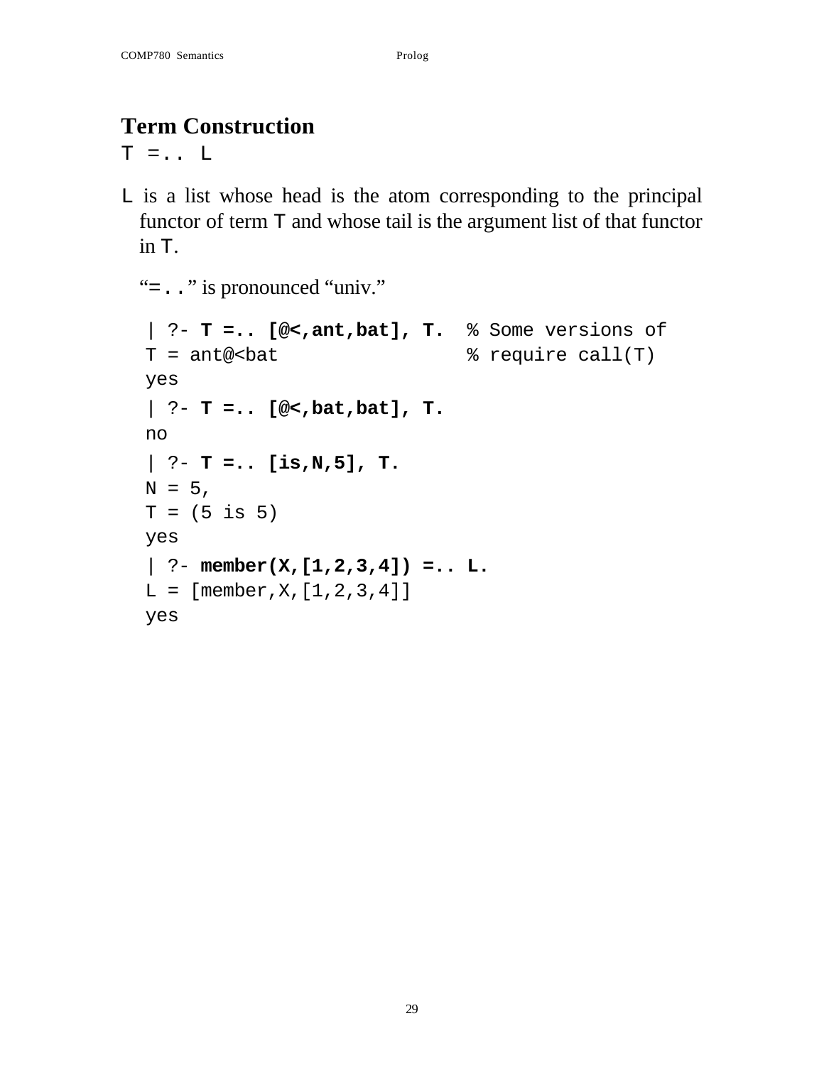## Term Construction

`T =.. L`

`L` is a list whose head is the atom corresponding to the principal functor of term `T` and whose tail is the argument list of that functor in `T`.

"`=..`" is pronounced "univ."

```
| ?- T =.. [@<,ant,bat], T.  % Some versions of
T = ant@<bat                 % require call(T)
yes
| ?- T =.. [@<,bat,bat], T.
no
| ?- T =.. [is,N,5], T.
N = 5,
T = (5 is 5)
yes
| ?- member(X,[1,2,3,4]) =.. L.
L = [member,X,[1,2,3,4]]
yes
```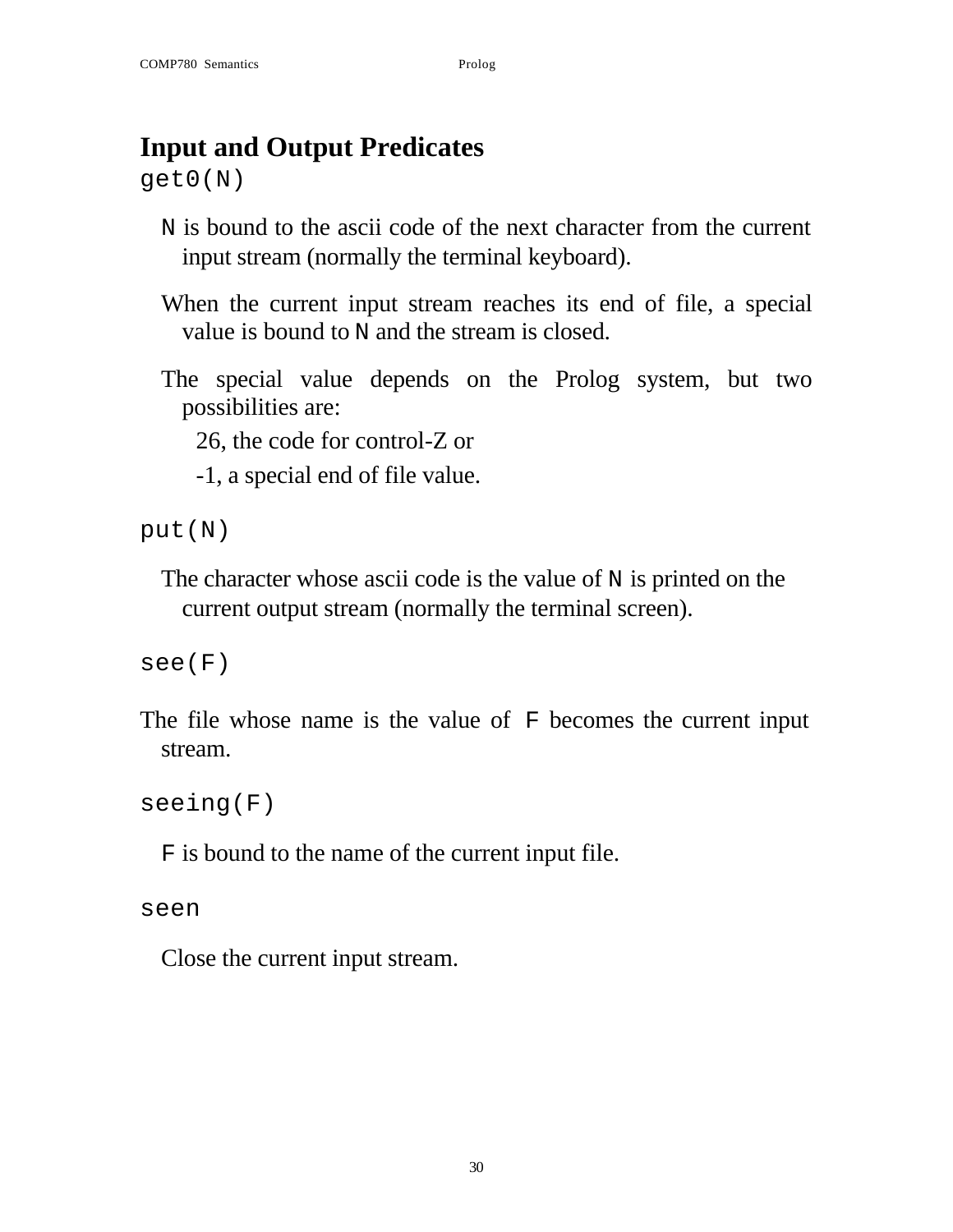## Input and Output Predicates

`get0(N)`

`N` is bound to the ascii code of the next character from the current input stream (normally the terminal keyboard).

When the current input stream reaches its end of file, a special value is bound to `N` and the stream is closed.

The special value depends on the Prolog system, but two possibilities are:

- 26, the code for control-Z or
- -1, a special end of file value.

`put(N)`

The character whose ascii code is the value of `N` is printed on the current output stream (normally the terminal screen).

`see(F)`

The file whose name is the value of `F` becomes the current input stream.

`seeing(F)`

`F` is bound to the name of the current input file.

`seen`

Close the current input stream.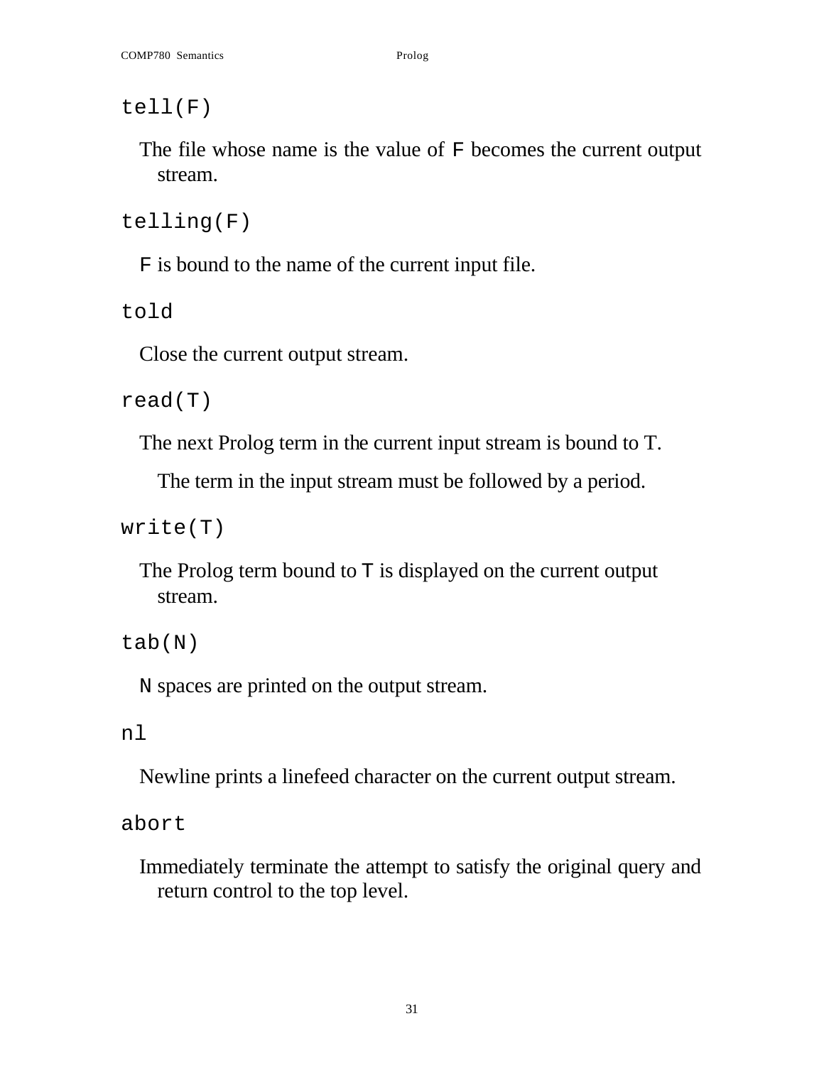`tell(F)`

The file whose name is the value of `F` becomes the current output stream.

`telling(F)`

`F` is bound to the name of the current input file.

`told`

Close the current output stream.

`read(T)`

The next Prolog term in the current input stream is bound to T.

The term in the input stream must be followed by a period.

`write(T)`

The Prolog term bound to `T` is displayed on the current output stream.

`tab(N)`

`N` spaces are printed on the output stream.

`nl`

Newline prints a linefeed character on the current output stream.

`abort`

Immediately terminate the attempt to satisfy the original query and return control to the top level.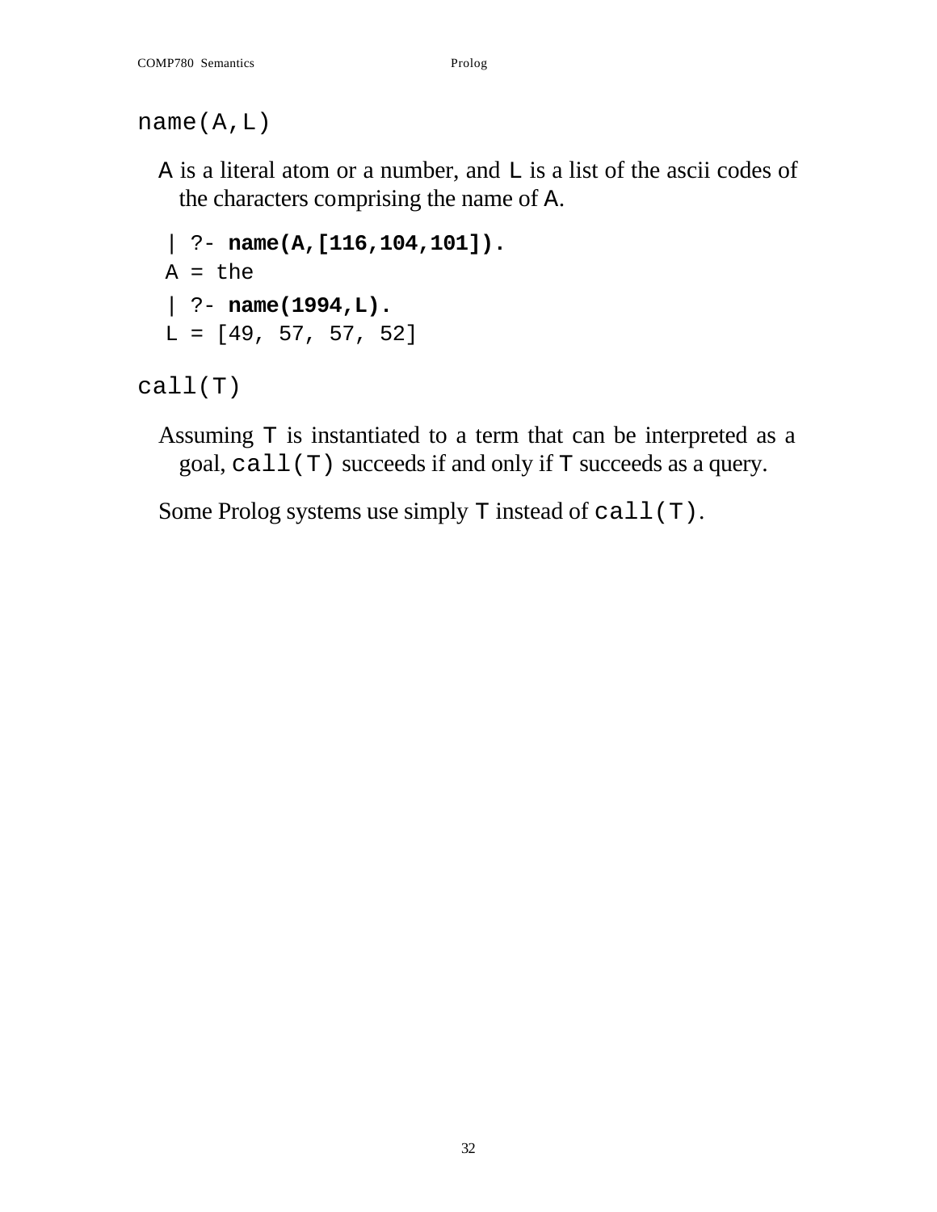## `name(A,L)`

`A` is a literal atom or a number, and `L` is a list of the ascii codes of the characters comprising the name of `A`.

```
| ?- name(A,[116,104,101]).
A = the
| ?- name(1994,L).
L = [49, 57, 57, 52]
```

## `call(T)`

Assuming `T` is instantiated to a term that can be interpreted as a goal, `call(T)` succeeds if and only if `T` succeeds as a query.

Some Prolog systems use simply `T` instead of `call(T)`.